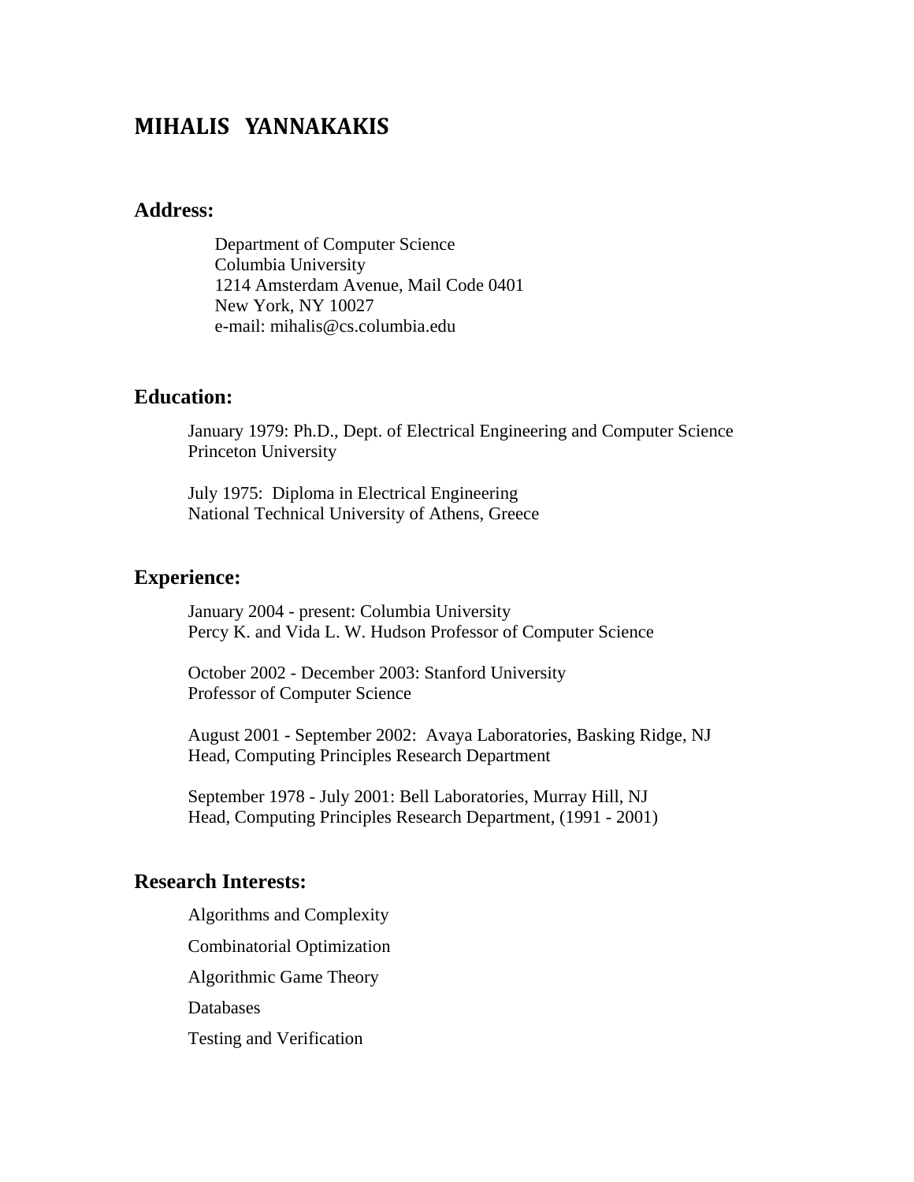# MIHALIS YANNAKAKIS

## Address:

Department of Computer Science
Columbia University
1214 Amsterdam Avenue, Mail Code 0401
New York, NY 10027
e-mail: mihalis@cs.columbia.edu

## Education:

January 1979: Ph.D., Dept. of Electrical Engineering and Computer Science
Princeton University

July 1975: Diploma in Electrical Engineering
National Technical University of Athens, Greece

## Experience:

January 2004 - present: Columbia University
Percy K. and Vida L. W. Hudson Professor of Computer Science

October 2002 - December 2003: Stanford University
Professor of Computer Science

August 2001 - September 2002: Avaya Laboratories, Basking Ridge, NJ
Head, Computing Principles Research Department

September 1978 - July 2001: Bell Laboratories, Murray Hill, NJ
Head, Computing Principles Research Department, (1991 - 2001)

## Research Interests:

Algorithms and Complexity

Combinatorial Optimization

Algorithmic Game Theory

Databases

Testing and Verification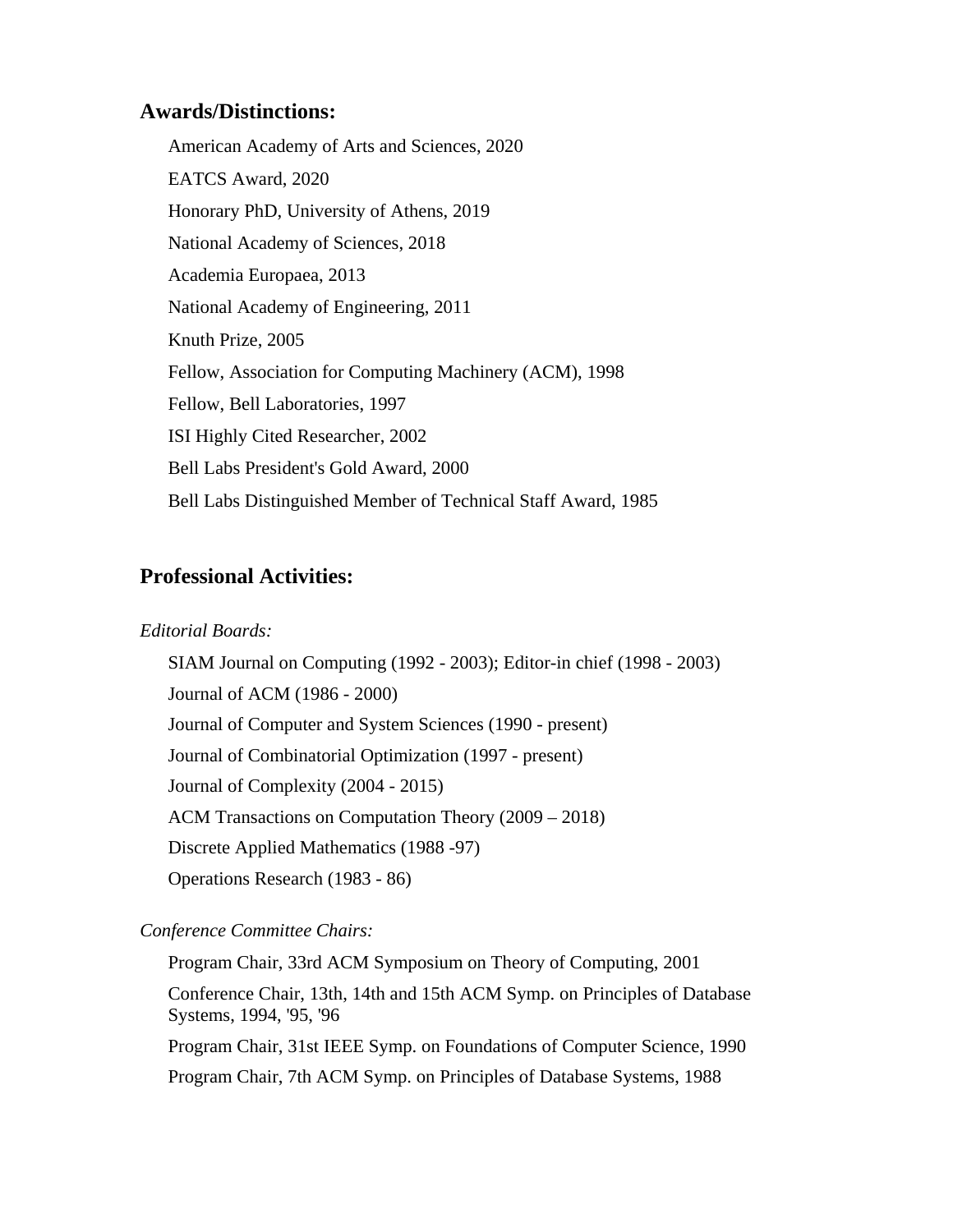## Awards/Distinctions:

American Academy of Arts and Sciences, 2020

EATCS Award, 2020

Honorary PhD, University of Athens, 2019

National Academy of Sciences, 2018

Academia Europaea, 2013

National Academy of Engineering, 2011

Knuth Prize, 2005

Fellow, Association for Computing Machinery (ACM), 1998

Fellow, Bell Laboratories, 1997

ISI Highly Cited Researcher, 2002

Bell Labs President's Gold Award, 2000

Bell Labs Distinguished Member of Technical Staff Award, 1985

## Professional Activities:

*Editorial Boards:*

SIAM Journal on Computing (1992 - 2003); Editor-in chief (1998 - 2003)

Journal of ACM (1986 - 2000)

Journal of Computer and System Sciences (1990 - present)

Journal of Combinatorial Optimization (1997 - present)

Journal of Complexity (2004 - 2015)

ACM Transactions on Computation Theory (2009 – 2018)

Discrete Applied Mathematics (1988 -97)

Operations Research (1983 - 86)

*Conference Committee Chairs:*

Program Chair, 33rd ACM Symposium on Theory of Computing, 2001

Conference Chair, 13th, 14th and 15th ACM Symp. on Principles of Database Systems, 1994, '95, '96

Program Chair, 31st IEEE Symp. on Foundations of Computer Science, 1990

Program Chair, 7th ACM Symp. on Principles of Database Systems, 1988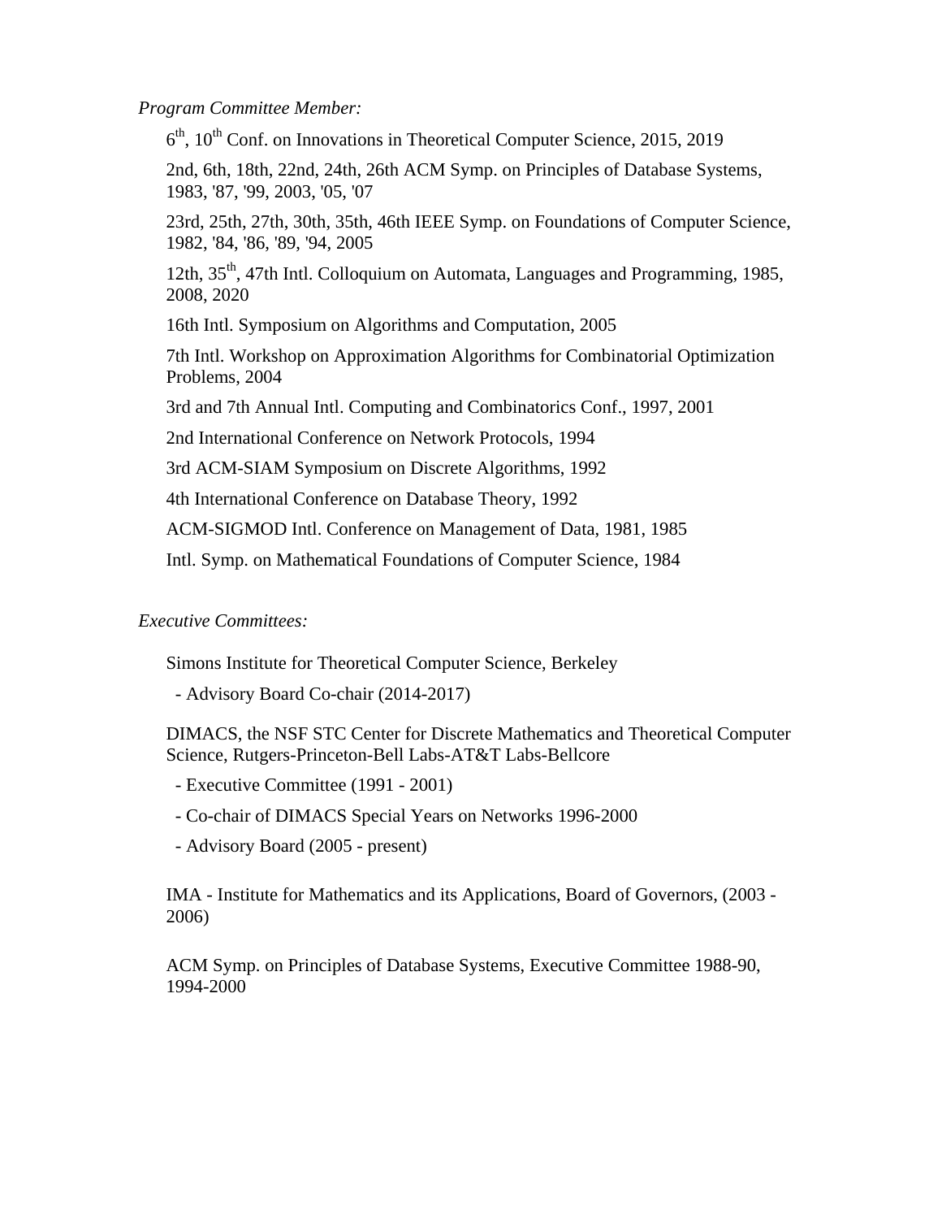*Program Committee Member:*

6th, 10th Conf. on Innovations in Theoretical Computer Science, 2015, 2019

2nd, 6th, 18th, 22nd, 24th, 26th ACM Symp. on Principles of Database Systems, 1983, '87, '99, 2003, '05, '07

23rd, 25th, 27th, 30th, 35th, 46th IEEE Symp. on Foundations of Computer Science, 1982, '84, '86, '89, '94, 2005

12th, 35th, 47th Intl. Colloquium on Automata, Languages and Programming, 1985, 2008, 2020

16th Intl. Symposium on Algorithms and Computation, 2005

7th Intl. Workshop on Approximation Algorithms for Combinatorial Optimization Problems, 2004

3rd and 7th Annual Intl. Computing and Combinatorics Conf., 1997, 2001

2nd International Conference on Network Protocols, 1994

3rd ACM-SIAM Symposium on Discrete Algorithms, 1992

4th International Conference on Database Theory, 1992

ACM-SIGMOD Intl. Conference on Management of Data, 1981, 1985

Intl. Symp. on Mathematical Foundations of Computer Science, 1984

*Executive Committees:*

Simons Institute for Theoretical Computer Science, Berkeley

- Advisory Board Co-chair (2014-2017)

DIMACS, the NSF STC Center for Discrete Mathematics and Theoretical Computer Science, Rutgers-Princeton-Bell Labs-AT&T Labs-Bellcore

- Executive Committee (1991 - 2001)
- Co-chair of DIMACS Special Years on Networks 1996-2000
- Advisory Board (2005 - present)

IMA - Institute for Mathematics and its Applications, Board of Governors, (2003 - 2006)

ACM Symp. on Principles of Database Systems, Executive Committee 1988-90, 1994-2000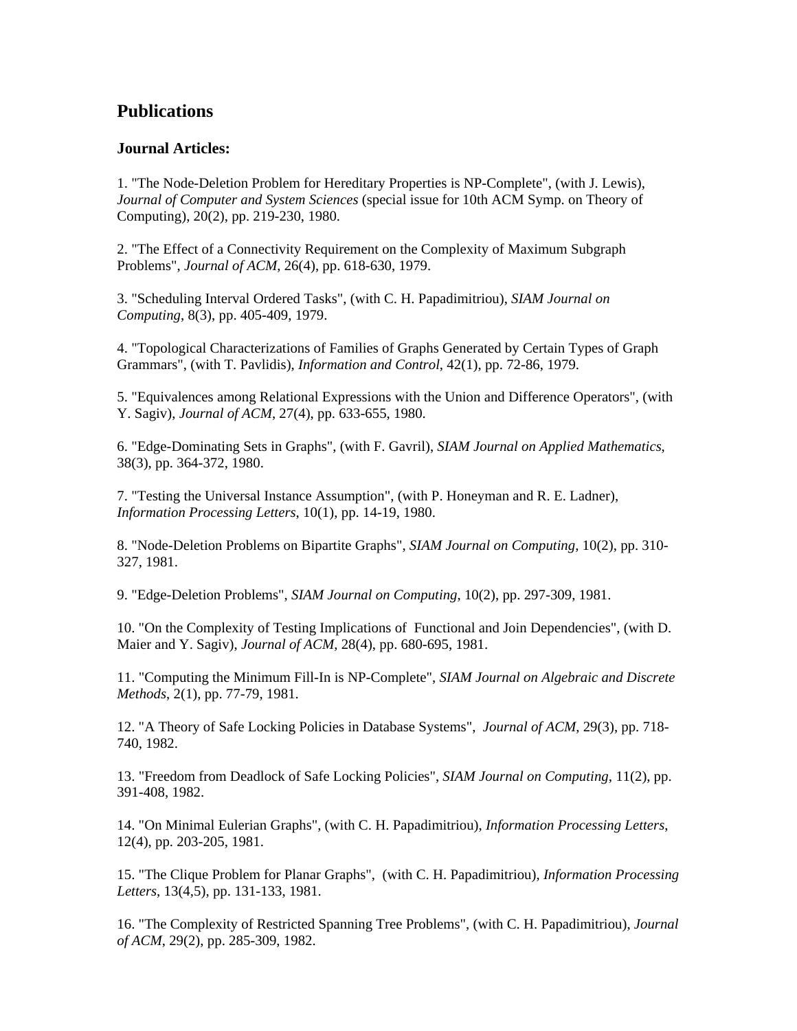## Publications

### Journal Articles:

1. "The Node-Deletion Problem for Hereditary Properties is NP-Complete", (with J. Lewis), *Journal of Computer and System Sciences* (special issue for 10th ACM Symp. on Theory of Computing), 20(2), pp. 219-230, 1980.

2. "The Effect of a Connectivity Requirement on the Complexity of Maximum Subgraph Problems", *Journal of ACM*, 26(4), pp. 618-630, 1979.

3. "Scheduling Interval Ordered Tasks", (with C. H. Papadimitriou), *SIAM Journal on Computing*, 8(3), pp. 405-409, 1979.

4. "Topological Characterizations of Families of Graphs Generated by Certain Types of Graph Grammars", (with T. Pavlidis), *Information and Control*, 42(1), pp. 72-86, 1979.

5. "Equivalences among Relational Expressions with the Union and Difference Operators", (with Y. Sagiv), *Journal of ACM*, 27(4), pp. 633-655, 1980.

6. "Edge-Dominating Sets in Graphs", (with F. Gavril), *SIAM Journal on Applied Mathematics*, 38(3), pp. 364-372, 1980.

7. "Testing the Universal Instance Assumption", (with P. Honeyman and R. E. Ladner), *Information Processing Letters*, 10(1), pp. 14-19, 1980.

8. "Node-Deletion Problems on Bipartite Graphs", *SIAM Journal on Computing*, 10(2), pp. 310-327, 1981.

9. "Edge-Deletion Problems", *SIAM Journal on Computing*, 10(2), pp. 297-309, 1981.

10. "On the Complexity of Testing Implications of Functional and Join Dependencies", (with D. Maier and Y. Sagiv), *Journal of ACM*, 28(4), pp. 680-695, 1981.

11. "Computing the Minimum Fill-In is NP-Complete", *SIAM Journal on Algebraic and Discrete Methods*, 2(1), pp. 77-79, 1981.

12. "A Theory of Safe Locking Policies in Database Systems", *Journal of ACM*, 29(3), pp. 718-740, 1982.

13. "Freedom from Deadlock of Safe Locking Policies", *SIAM Journal on Computing*, 11(2), pp. 391-408, 1982.

14. "On Minimal Eulerian Graphs", (with C. H. Papadimitriou), *Information Processing Letters*, 12(4), pp. 203-205, 1981.

15. "The Clique Problem for Planar Graphs", (with C. H. Papadimitriou), *Information Processing Letters*, 13(4,5), pp. 131-133, 1981.

16. "The Complexity of Restricted Spanning Tree Problems", (with C. H. Papadimitriou), *Journal of ACM*, 29(2), pp. 285-309, 1982.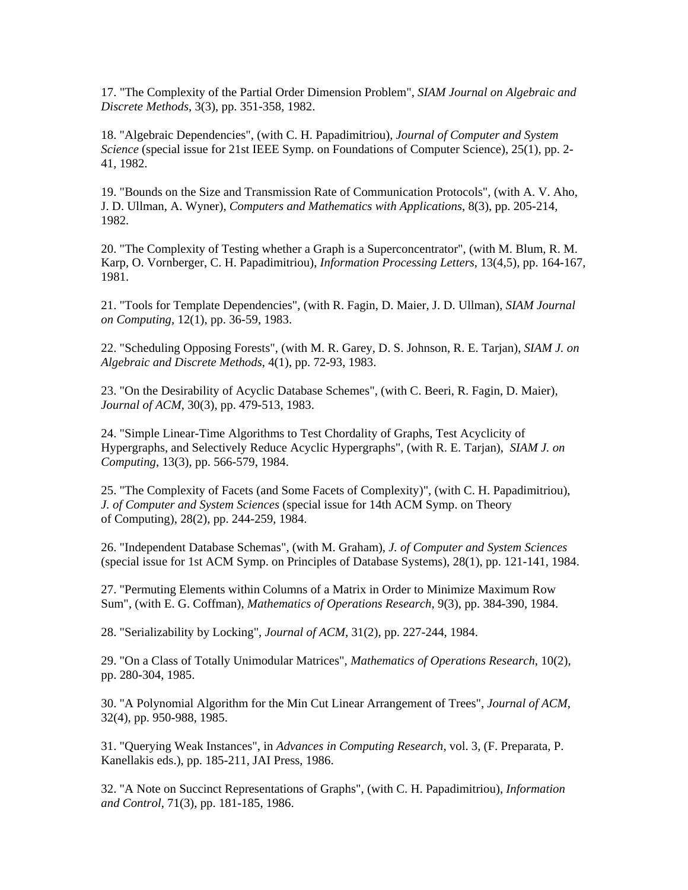17. "The Complexity of the Partial Order Dimension Problem", *SIAM Journal on Algebraic and Discrete Methods*, 3(3), pp. 351-358, 1982.

18. "Algebraic Dependencies", (with C. H. Papadimitriou), *Journal of Computer and System Science* (special issue for 21st IEEE Symp. on Foundations of Computer Science), 25(1), pp. 2-41, 1982.

19. "Bounds on the Size and Transmission Rate of Communication Protocols", (with A. V. Aho, J. D. Ullman, A. Wyner), *Computers and Mathematics with Applications*, 8(3), pp. 205-214, 1982.

20. "The Complexity of Testing whether a Graph is a Superconcentrator", (with M. Blum, R. M. Karp, O. Vornberger, C. H. Papadimitriou), *Information Processing Letters*, 13(4,5), pp. 164-167, 1981.

21. "Tools for Template Dependencies", (with R. Fagin, D. Maier, J. D. Ullman), *SIAM Journal on Computing*, 12(1), pp. 36-59, 1983.

22. "Scheduling Opposing Forests", (with M. R. Garey, D. S. Johnson, R. E. Tarjan), *SIAM J. on Algebraic and Discrete Methods*, 4(1), pp. 72-93, 1983.

23. "On the Desirability of Acyclic Database Schemes", (with C. Beeri, R. Fagin, D. Maier), *Journal of ACM*, 30(3), pp. 479-513, 1983.

24. "Simple Linear-Time Algorithms to Test Chordality of Graphs, Test Acyclicity of Hypergraphs, and Selectively Reduce Acyclic Hypergraphs", (with R. E. Tarjan), *SIAM J. on Computing*, 13(3), pp. 566-579, 1984.

25. "The Complexity of Facets (and Some Facets of Complexity)", (with C. H. Papadimitriou), *J. of Computer and System Sciences* (special issue for 14th ACM Symp. on Theory of Computing), 28(2), pp. 244-259, 1984.

26. "Independent Database Schemas", (with M. Graham), *J. of Computer and System Sciences* (special issue for 1st ACM Symp. on Principles of Database Systems), 28(1), pp. 121-141, 1984.

27. "Permuting Elements within Columns of a Matrix in Order to Minimize Maximum Row Sum", (with E. G. Coffman), *Mathematics of Operations Research*, 9(3), pp. 384-390, 1984.

28. "Serializability by Locking", *Journal of ACM*, 31(2), pp. 227-244, 1984.

29. "On a Class of Totally Unimodular Matrices", *Mathematics of Operations Research*, 10(2), pp. 280-304, 1985.

30. "A Polynomial Algorithm for the Min Cut Linear Arrangement of Trees", *Journal of ACM*, 32(4), pp. 950-988, 1985.

31. "Querying Weak Instances", in *Advances in Computing Research*, vol. 3, (F. Preparata, P. Kanellakis eds.), pp. 185-211, JAI Press, 1986.

32. "A Note on Succinct Representations of Graphs", (with C. H. Papadimitriou), *Information and Control*, 71(3), pp. 181-185, 1986.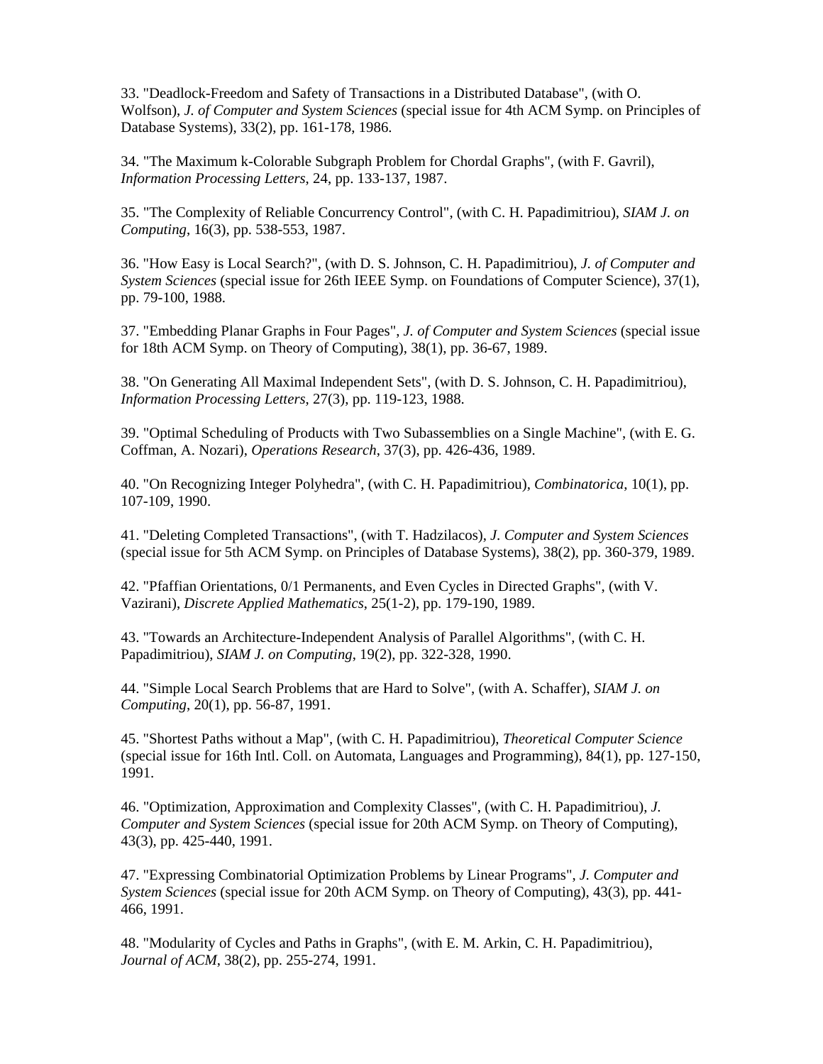33. "Deadlock-Freedom and Safety of Transactions in a Distributed Database", (with O. Wolfson), *J. of Computer and System Sciences* (special issue for 4th ACM Symp. on Principles of Database Systems), 33(2), pp. 161-178, 1986.

34. "The Maximum k-Colorable Subgraph Problem for Chordal Graphs", (with F. Gavril), *Information Processing Letters*, 24, pp. 133-137, 1987.

35. "The Complexity of Reliable Concurrency Control", (with C. H. Papadimitriou), *SIAM J. on Computing*, 16(3), pp. 538-553, 1987.

36. "How Easy is Local Search?", (with D. S. Johnson, C. H. Papadimitriou), *J. of Computer and System Sciences* (special issue for 26th IEEE Symp. on Foundations of Computer Science), 37(1), pp. 79-100, 1988.

37. "Embedding Planar Graphs in Four Pages", *J. of Computer and System Sciences* (special issue for 18th ACM Symp. on Theory of Computing), 38(1), pp. 36-67, 1989.

38. "On Generating All Maximal Independent Sets", (with D. S. Johnson, C. H. Papadimitriou), *Information Processing Letters*, 27(3), pp. 119-123, 1988.

39. "Optimal Scheduling of Products with Two Subassemblies on a Single Machine", (with E. G. Coffman, A. Nozari), *Operations Research*, 37(3), pp. 426-436, 1989.

40. "On Recognizing Integer Polyhedra", (with C. H. Papadimitriou), *Combinatorica*, 10(1), pp. 107-109, 1990.

41. "Deleting Completed Transactions", (with T. Hadzilacos), *J. Computer and System Sciences* (special issue for 5th ACM Symp. on Principles of Database Systems), 38(2), pp. 360-379, 1989.

42. "Pfaffian Orientations, 0/1 Permanents, and Even Cycles in Directed Graphs", (with V. Vazirani), *Discrete Applied Mathematics*, 25(1-2), pp. 179-190, 1989.

43. "Towards an Architecture-Independent Analysis of Parallel Algorithms", (with C. H. Papadimitriou), *SIAM J. on Computing*, 19(2), pp. 322-328, 1990.

44. "Simple Local Search Problems that are Hard to Solve", (with A. Schaffer), *SIAM J. on Computing*, 20(1), pp. 56-87, 1991.

45. "Shortest Paths without a Map", (with C. H. Papadimitriou), *Theoretical Computer Science* (special issue for 16th Intl. Coll. on Automata, Languages and Programming), 84(1), pp. 127-150, 1991.

46. "Optimization, Approximation and Complexity Classes", (with C. H. Papadimitriou), *J. Computer and System Sciences* (special issue for 20th ACM Symp. on Theory of Computing), 43(3), pp. 425-440, 1991.

47. "Expressing Combinatorial Optimization Problems by Linear Programs", *J. Computer and System Sciences* (special issue for 20th ACM Symp. on Theory of Computing), 43(3), pp. 441-466, 1991.

48. "Modularity of Cycles and Paths in Graphs", (with E. M. Arkin, C. H. Papadimitriou), *Journal of ACM*, 38(2), pp. 255-274, 1991.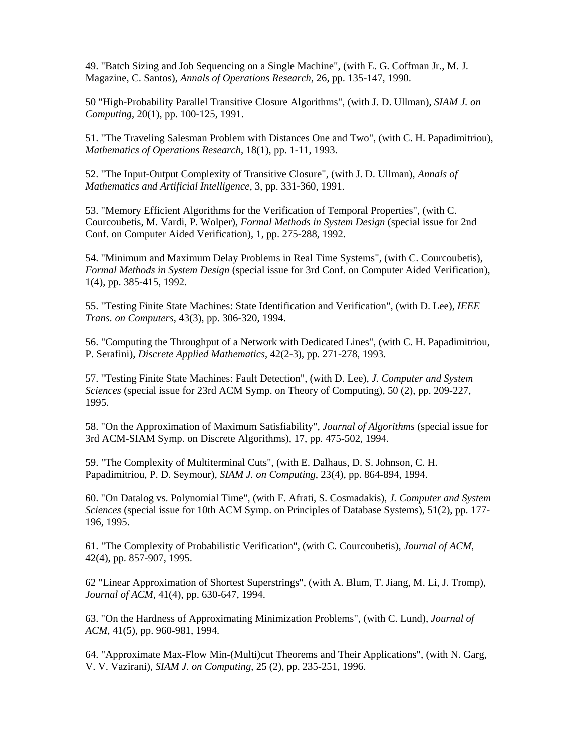49. "Batch Sizing and Job Sequencing on a Single Machine", (with E. G. Coffman Jr., M. J. Magazine, C. Santos), *Annals of Operations Research*, 26, pp. 135-147, 1990.

50 "High-Probability Parallel Transitive Closure Algorithms", (with J. D. Ullman), *SIAM J. on Computing*, 20(1), pp. 100-125, 1991.

51. "The Traveling Salesman Problem with Distances One and Two", (with C. H. Papadimitriou), *Mathematics of Operations Research*, 18(1), pp. 1-11, 1993.

52. "The Input-Output Complexity of Transitive Closure", (with J. D. Ullman), *Annals of Mathematics and Artificial Intelligence*, 3, pp. 331-360, 1991.

53. "Memory Efficient Algorithms for the Verification of Temporal Properties", (with C. Courcoubetis, M. Vardi, P. Wolper), *Formal Methods in System Design* (special issue for 2nd Conf. on Computer Aided Verification), 1, pp. 275-288, 1992.

54. "Minimum and Maximum Delay Problems in Real Time Systems", (with C. Courcoubetis), *Formal Methods in System Design* (special issue for 3rd Conf. on Computer Aided Verification), 1(4), pp. 385-415, 1992.

55. "Testing Finite State Machines: State Identification and Verification", (with D. Lee), *IEEE Trans. on Computers*, 43(3), pp. 306-320, 1994.

56. "Computing the Throughput of a Network with Dedicated Lines", (with C. H. Papadimitriou, P. Serafini), *Discrete Applied Mathematics*, 42(2-3), pp. 271-278, 1993.

57. "Testing Finite State Machines: Fault Detection", (with D. Lee), *J. Computer and System Sciences* (special issue for 23rd ACM Symp. on Theory of Computing), 50 (2), pp. 209-227, 1995.

58. "On the Approximation of Maximum Satisfiability", *Journal of Algorithms* (special issue for 3rd ACM-SIAM Symp. on Discrete Algorithms), 17, pp. 475-502, 1994.

59. "The Complexity of Multiterminal Cuts", (with E. Dalhaus, D. S. Johnson, C. H. Papadimitriou, P. D. Seymour), *SIAM J. on Computing*, 23(4), pp. 864-894, 1994.

60. "On Datalog vs. Polynomial Time", (with F. Afrati, S. Cosmadakis), *J. Computer and System Sciences* (special issue for 10th ACM Symp. on Principles of Database Systems), 51(2), pp. 177-196, 1995.

61. "The Complexity of Probabilistic Verification", (with C. Courcoubetis), *Journal of ACM*, 42(4), pp. 857-907, 1995.

62 "Linear Approximation of Shortest Superstrings", (with A. Blum, T. Jiang, M. Li, J. Tromp), *Journal of ACM*, 41(4), pp. 630-647, 1994.

63. "On the Hardness of Approximating Minimization Problems", (with C. Lund), *Journal of ACM*, 41(5), pp. 960-981, 1994.

64. "Approximate Max-Flow Min-(Multi)cut Theorems and Their Applications", (with N. Garg, V. V. Vazirani), *SIAM J. on Computing*, 25 (2), pp. 235-251, 1996.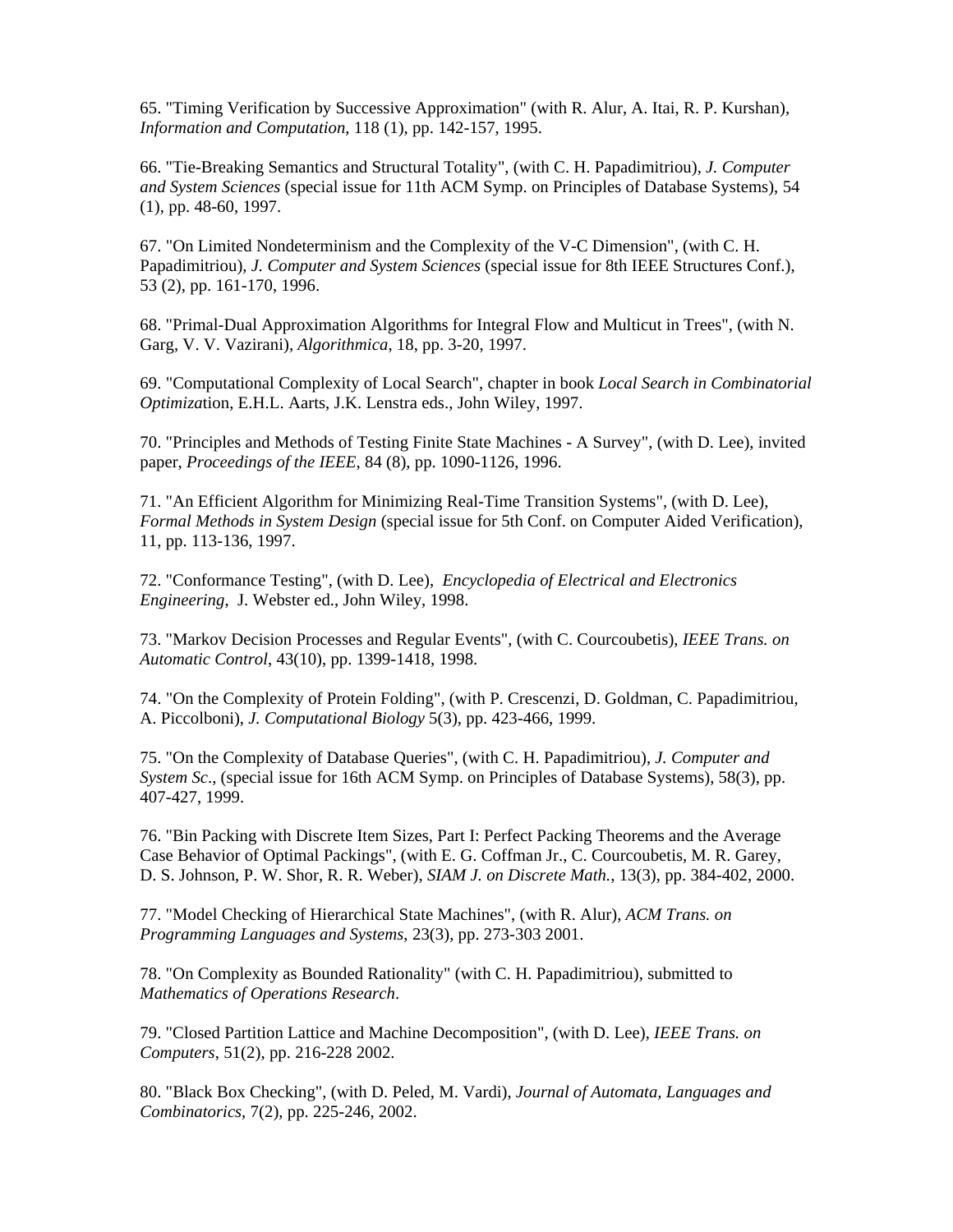65. "Timing Verification by Successive Approximation" (with R. Alur, A. Itai, R. P. Kurshan), *Information and Computation*, 118 (1), pp. 142-157, 1995.

66. "Tie-Breaking Semantics and Structural Totality", (with C. H. Papadimitriou), *J. Computer and System Sciences* (special issue for 11th ACM Symp. on Principles of Database Systems), 54 (1), pp. 48-60, 1997.

67. "On Limited Nondeterminism and the Complexity of the V-C Dimension", (with C. H. Papadimitriou), *J. Computer and System Sciences* (special issue for 8th IEEE Structures Conf.), 53 (2), pp. 161-170, 1996.

68. "Primal-Dual Approximation Algorithms for Integral Flow and Multicut in Trees", (with N. Garg, V. V. Vazirani), *Algorithmica*, 18, pp. 3-20, 1997.

69. "Computational Complexity of Local Search", chapter in book *Local Search in Combinatorial Optimizat*ion, E.H.L. Aarts, J.K. Lenstra eds., John Wiley, 1997.

70. "Principles and Methods of Testing Finite State Machines - A Survey", (with D. Lee), invited paper, *Proceedings of the IEEE*, 84 (8), pp. 1090-1126, 1996.

71. "An Efficient Algorithm for Minimizing Real-Time Transition Systems", (with D. Lee), *Formal Methods in System Design* (special issue for 5th Conf. on Computer Aided Verification), 11, pp. 113-136, 1997.

72. "Conformance Testing", (with D. Lee), *Encyclopedia of Electrical and Electronics Engineering*, J. Webster ed., John Wiley, 1998.

73. "Markov Decision Processes and Regular Events", (with C. Courcoubetis), *IEEE Trans. on Automatic Control*, 43(10), pp. 1399-1418, 1998.

74. "On the Complexity of Protein Folding", (with P. Crescenzi, D. Goldman, C. Papadimitriou, A. Piccolboni), *J. Computational Biology* 5(3), pp. 423-466, 1999.

75. "On the Complexity of Database Queries", (with C. H. Papadimitriou), *J. Computer and System Sc*., (special issue for 16th ACM Symp. on Principles of Database Systems), 58(3), pp. 407-427, 1999.

76. "Bin Packing with Discrete Item Sizes, Part I: Perfect Packing Theorems and the Average Case Behavior of Optimal Packings", (with E. G. Coffman Jr., C. Courcoubetis, M. R. Garey, D. S. Johnson, P. W. Shor, R. R. Weber), *SIAM J. on Discrete Math.*, 13(3), pp. 384-402, 2000.

77. "Model Checking of Hierarchical State Machines", (with R. Alur), *ACM Trans. on Programming Languages and Systems*, 23(3), pp. 273-303 2001.

78. "On Complexity as Bounded Rationality" (with C. H. Papadimitriou), submitted to *Mathematics of Operations Research*.

79. "Closed Partition Lattice and Machine Decomposition", (with D. Lee), *IEEE Trans. on Computers*, 51(2), pp. 216-228 2002.

80. "Black Box Checking", (with D. Peled, M. Vardi), *Journal of Automata, Languages and Combinatorics*, 7(2), pp. 225-246, 2002.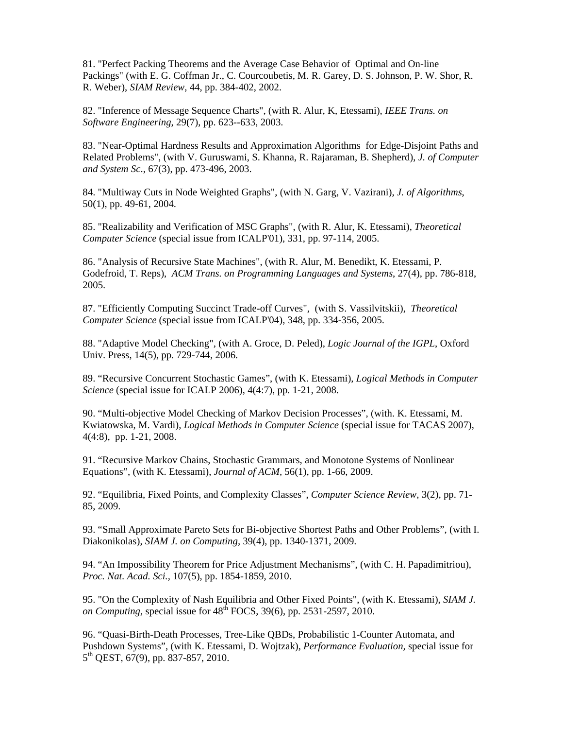81. "Perfect Packing Theorems and the Average Case Behavior of Optimal and On-line Packings" (with E. G. Coffman Jr., C. Courcoubetis, M. R. Garey, D. S. Johnson, P. W. Shor, R. R. Weber), *SIAM Review*, 44, pp. 384-402, 2002.

82. "Inference of Message Sequence Charts", (with R. Alur, K, Etessami), *IEEE Trans. on Software Engineering*, 29(7), pp. 623--633, 2003.

83. "Near-Optimal Hardness Results and Approximation Algorithms for Edge-Disjoint Paths and Related Problems", (with V. Guruswami, S. Khanna, R. Rajaraman, B. Shepherd), *J. of Computer and System Sc*., 67(3), pp. 473-496, 2003.

84. "Multiway Cuts in Node Weighted Graphs", (with N. Garg, V. Vazirani), *J. of Algorithms*, 50(1), pp. 49-61, 2004.

85. "Realizability and Verification of MSC Graphs", (with R. Alur, K. Etessami), *Theoretical Computer Science* (special issue from ICALP'01), 331, pp. 97-114, 2005.

86. "Analysis of Recursive State Machines", (with R. Alur, M. Benedikt, K. Etessami, P. Godefroid, T. Reps), *ACM Trans. on Programming Languages and Systems*, 27(4), pp. 786-818, 2005.

87. "Efficiently Computing Succinct Trade-off Curves", (with S. Vassilvitskii), *Theoretical Computer Science* (special issue from ICALP'04), 348, pp. 334-356, 2005.

88. "Adaptive Model Checking", (with A. Groce, D. Peled), *Logic Journal of the IGPL*, Oxford Univ. Press, 14(5), pp. 729-744, 2006.

89. "Recursive Concurrent Stochastic Games", (with K. Etessami), *Logical Methods in Computer Science* (special issue for ICALP 2006), 4(4:7), pp. 1-21, 2008.

90. "Multi-objective Model Checking of Markov Decision Processes", (with. K. Etessami, M. Kwiatowska, M. Vardi), *Logical Methods in Computer Science* (special issue for TACAS 2007), 4(4:8), pp. 1-21, 2008.

91. "Recursive Markov Chains, Stochastic Grammars, and Monotone Systems of Nonlinear Equations", (with K. Etessami), *Journal of ACM*, 56(1), pp. 1-66, 2009.

92. "Equilibria, Fixed Points, and Complexity Classes", *Computer Science Review*, 3(2), pp. 71-85, 2009.

93. "Small Approximate Pareto Sets for Bi-objective Shortest Paths and Other Problems", (with I. Diakonikolas), *SIAM J. on Computing*, 39(4), pp. 1340-1371, 2009.

94. "An Impossibility Theorem for Price Adjustment Mechanisms", (with C. H. Papadimitriou), *Proc. Nat. Acad. Sci.*, 107(5), pp. 1854-1859, 2010.

95. "On the Complexity of Nash Equilibria and Other Fixed Points", (with K. Etessami), *SIAM J. on Computing*, special issue for 48th FOCS, 39(6), pp. 2531-2597, 2010.

96. "Quasi-Birth-Death Processes, Tree-Like QBDs, Probabilistic 1-Counter Automata, and Pushdown Systems", (with K. Etessami, D. Wojtzak), *Performance Evaluation*, special issue for 5th QEST, 67(9), pp. 837-857, 2010.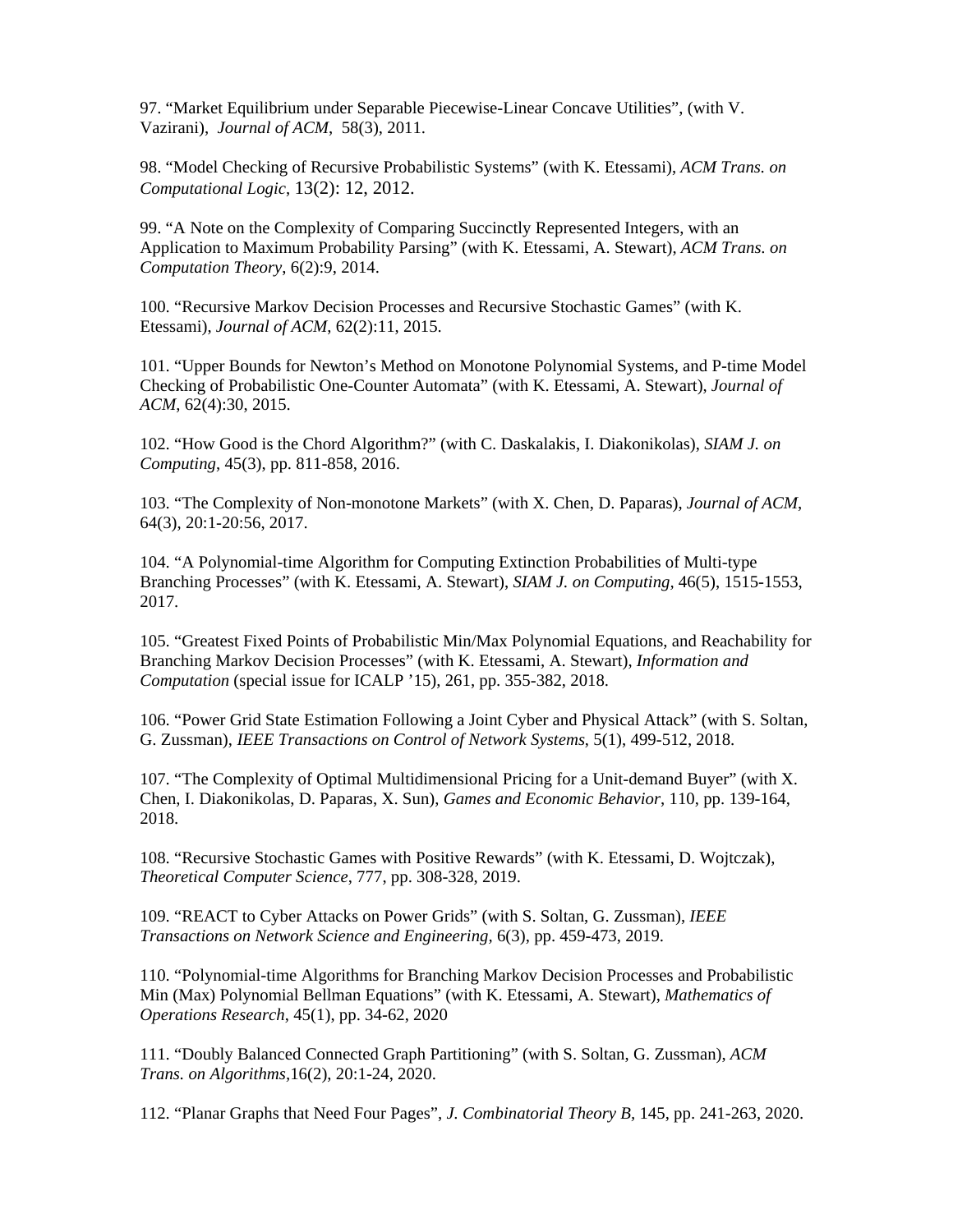97. “Market Equilibrium under Separable Piecewise-Linear Concave Utilities”, (with V. Vazirani), *Journal of ACM*, 58(3), 2011.

98. “Model Checking of Recursive Probabilistic Systems” (with K. Etessami), *ACM Trans. on Computational Logic*, 13(2): 12, 2012.

99. “A Note on the Complexity of Comparing Succinctly Represented Integers, with an Application to Maximum Probability Parsing” (with K. Etessami, A. Stewart), *ACM Trans. on Computation Theory*, 6(2):9, 2014.

100. “Recursive Markov Decision Processes and Recursive Stochastic Games” (with K. Etessami), *Journal of ACM*, 62(2):11, 2015.

101. “Upper Bounds for Newton’s Method on Monotone Polynomial Systems, and P-time Model Checking of Probabilistic One-Counter Automata” (with K. Etessami, A. Stewart), *Journal of ACM*, 62(4):30, 2015.

102. “How Good is the Chord Algorithm?” (with C. Daskalakis, I. Diakonikolas), *SIAM J. on Computing*, 45(3), pp. 811-858, 2016.

103. “The Complexity of Non-monotone Markets” (with X. Chen, D. Paparas), *Journal of ACM*, 64(3), 20:1-20:56, 2017.

104. “A Polynomial-time Algorithm for Computing Extinction Probabilities of Multi-type Branching Processes” (with K. Etessami, A. Stewart), *SIAM J. on Computing*, 46(5), 1515-1553, 2017.

105. “Greatest Fixed Points of Probabilistic Min/Max Polynomial Equations, and Reachability for Branching Markov Decision Processes” (with K. Etessami, A. Stewart), *Information and Computation* (special issue for ICALP ’15), 261, pp. 355-382, 2018.

106. “Power Grid State Estimation Following a Joint Cyber and Physical Attack” (with S. Soltan, G. Zussman), *IEEE Transactions on Control of Network Systems*, 5(1), 499-512, 2018.

107. “The Complexity of Optimal Multidimensional Pricing for a Unit-demand Buyer” (with X. Chen, I. Diakonikolas, D. Paparas, X. Sun), *Games and Economic Behavior*, 110, pp. 139-164, 2018.

108. “Recursive Stochastic Games with Positive Rewards” (with K. Etessami, D. Wojtczak), *Theoretical Computer Science*, 777, pp. 308-328, 2019.

109. “REACT to Cyber Attacks on Power Grids” (with S. Soltan, G. Zussman), *IEEE Transactions on Network Science and Engineering*, 6(3), pp. 459-473, 2019.

110. “Polynomial-time Algorithms for Branching Markov Decision Processes and Probabilistic Min (Max) Polynomial Bellman Equations” (with K. Etessami, A. Stewart), *Mathematics of Operations Research*, 45(1), pp. 34-62, 2020

111. “Doubly Balanced Connected Graph Partitioning” (with S. Soltan, G. Zussman), *ACM Trans. on Algorithms*,16(2), 20:1-24, 2020.

112. “Planar Graphs that Need Four Pages”, *J. Combinatorial Theory B*, 145, pp. 241-263, 2020.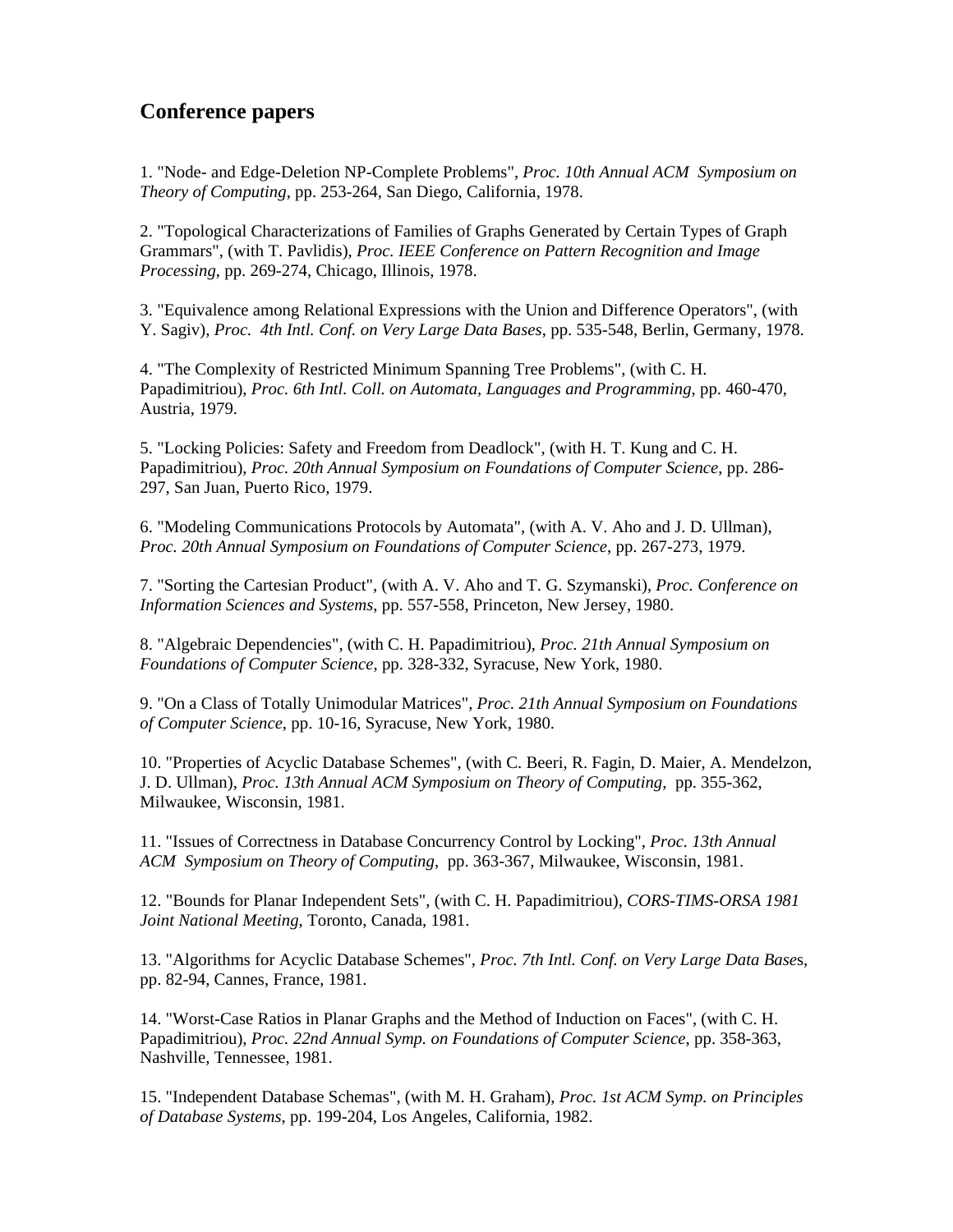## Conference papers

1. "Node- and Edge-Deletion NP-Complete Problems", *Proc. 10th Annual ACM Symposium on Theory of Computing*, pp. 253-264, San Diego, California, 1978.

2. "Topological Characterizations of Families of Graphs Generated by Certain Types of Graph Grammars", (with T. Pavlidis), *Proc. IEEE Conference on Pattern Recognition and Image Processing*, pp. 269-274, Chicago, Illinois, 1978.

3. "Equivalence among Relational Expressions with the Union and Difference Operators", (with Y. Sagiv), *Proc. 4th Intl. Conf. on Very Large Data Bases*, pp. 535-548, Berlin, Germany, 1978.

4. "The Complexity of Restricted Minimum Spanning Tree Problems", (with C. H. Papadimitriou), *Proc. 6th Intl. Coll. on Automata, Languages and Programming*, pp. 460-470, Austria, 1979.

5. "Locking Policies: Safety and Freedom from Deadlock", (with H. T. Kung and C. H. Papadimitriou), *Proc. 20th Annual Symposium on Foundations of Computer Science*, pp. 286-297, San Juan, Puerto Rico, 1979.

6. "Modeling Communications Protocols by Automata", (with A. V. Aho and J. D. Ullman), *Proc. 20th Annual Symposium on Foundations of Computer Science*, pp. 267-273, 1979.

7. "Sorting the Cartesian Product", (with A. V. Aho and T. G. Szymanski), *Proc. Conference on Information Sciences and Systems*, pp. 557-558, Princeton, New Jersey, 1980.

8. "Algebraic Dependencies", (with C. H. Papadimitriou), *Proc. 21th Annual Symposium on Foundations of Computer Science*, pp. 328-332, Syracuse, New York, 1980.

9. "On a Class of Totally Unimodular Matrices", *Proc. 21th Annual Symposium on Foundations of Computer Science*, pp. 10-16, Syracuse, New York, 1980.

10. "Properties of Acyclic Database Schemes", (with C. Beeri, R. Fagin, D. Maier, A. Mendelzon, J. D. Ullman), *Proc. 13th Annual ACM Symposium on Theory of Computing*, pp. 355-362, Milwaukee, Wisconsin, 1981.

11. "Issues of Correctness in Database Concurrency Control by Locking", *Proc. 13th Annual ACM Symposium on Theory of Computing*, pp. 363-367, Milwaukee, Wisconsin, 1981.

12. "Bounds for Planar Independent Sets", (with C. H. Papadimitriou), *CORS-TIMS-ORSA 1981 Joint National Meeting*, Toronto, Canada, 1981.

13. "Algorithms for Acyclic Database Schemes", *Proc. 7th Intl. Conf. on Very Large Data Bases*, pp. 82-94, Cannes, France, 1981.

14. "Worst-Case Ratios in Planar Graphs and the Method of Induction on Faces", (with C. H. Papadimitriou), *Proc. 22nd Annual Symp. on Foundations of Computer Science*, pp. 358-363, Nashville, Tennessee, 1981.

15. "Independent Database Schemas", (with M. H. Graham), *Proc. 1st ACM Symp. on Principles of Database Systems*, pp. 199-204, Los Angeles, California, 1982.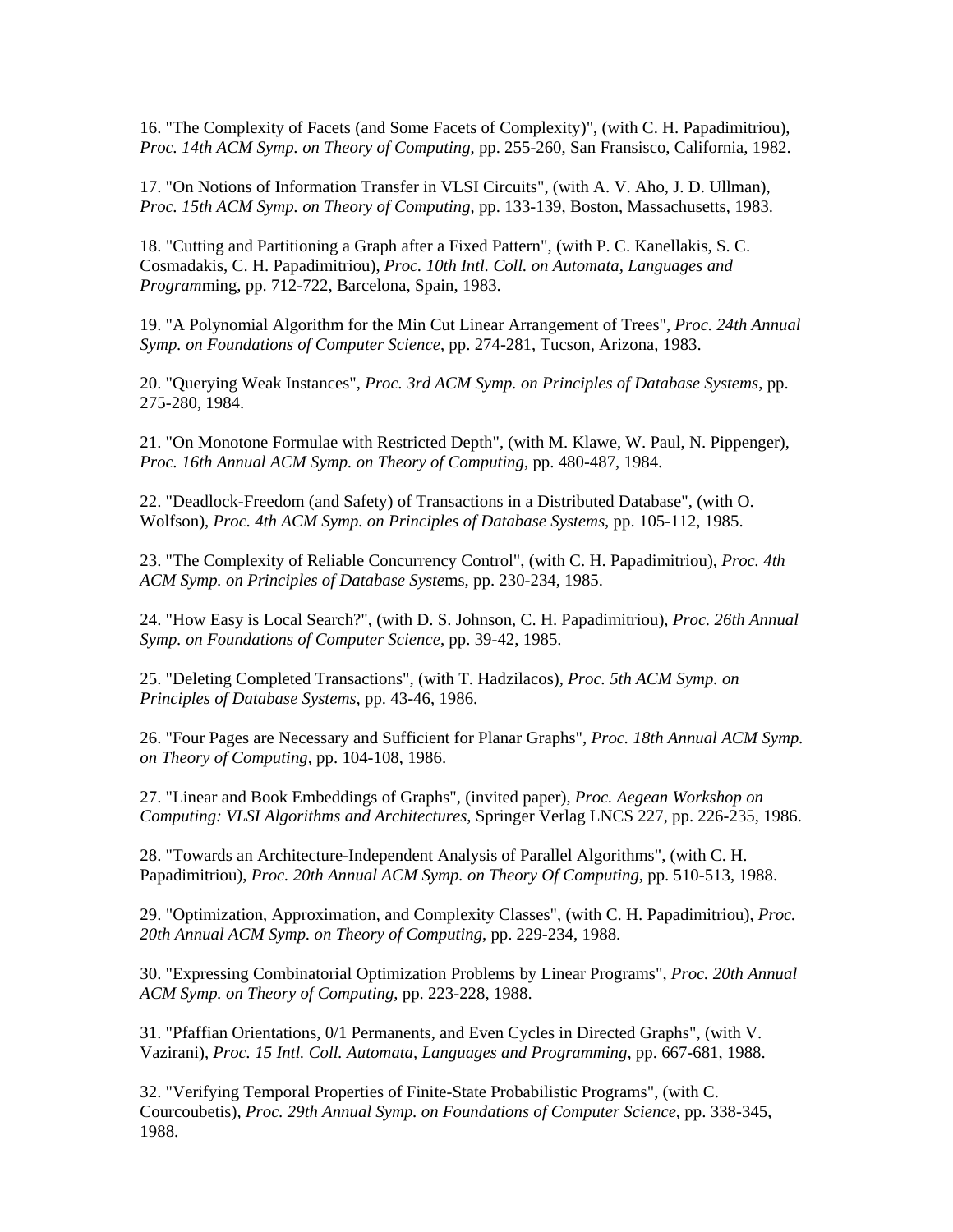16. "The Complexity of Facets (and Some Facets of Complexity)", (with C. H. Papadimitriou), *Proc. 14th ACM Symp. on Theory of Computing*, pp. 255-260, San Fransisco, California, 1982.

17. "On Notions of Information Transfer in VLSI Circuits", (with A. V. Aho, J. D. Ullman), *Proc. 15th ACM Symp. on Theory of Computing*, pp. 133-139, Boston, Massachusetts, 1983.

18. "Cutting and Partitioning a Graph after a Fixed Pattern", (with P. C. Kanellakis, S. C. Cosmadakis, C. H. Papadimitriou), *Proc. 10th Intl. Coll. on Automata, Languages and Programm*ing, pp. 712-722, Barcelona, Spain, 1983.

19. "A Polynomial Algorithm for the Min Cut Linear Arrangement of Trees", *Proc. 24th Annual Symp. on Foundations of Computer Science*, pp. 274-281, Tucson, Arizona, 1983.

20. "Querying Weak Instances", *Proc. 3rd ACM Symp. on Principles of Database Systems*, pp. 275-280, 1984.

21. "On Monotone Formulae with Restricted Depth", (with M. Klawe, W. Paul, N. Pippenger), *Proc. 16th Annual ACM Symp. on Theory of Computing*, pp. 480-487, 1984.

22. "Deadlock-Freedom (and Safety) of Transactions in a Distributed Database", (with O. Wolfson), *Proc. 4th ACM Symp. on Principles of Database Systems*, pp. 105-112, 1985.

23. "The Complexity of Reliable Concurrency Control", (with C. H. Papadimitriou), *Proc. 4th ACM Symp. on Principles of Database Syste*ms, pp. 230-234, 1985.

24. "How Easy is Local Search?", (with D. S. Johnson, C. H. Papadimitriou), *Proc. 26th Annual Symp. on Foundations of Computer Science*, pp. 39-42, 1985.

25. "Deleting Completed Transactions", (with T. Hadzilacos), *Proc. 5th ACM Symp. on Principles of Database Systems*, pp. 43-46, 1986.

26. "Four Pages are Necessary and Sufficient for Planar Graphs", *Proc. 18th Annual ACM Symp. on Theory of Computing*, pp. 104-108, 1986.

27. "Linear and Book Embeddings of Graphs", (invited paper), *Proc. Aegean Workshop on Computing: VLSI Algorithms and Architectures*, Springer Verlag LNCS 227, pp. 226-235, 1986.

28. "Towards an Architecture-Independent Analysis of Parallel Algorithms", (with C. H. Papadimitriou), *Proc. 20th Annual ACM Symp. on Theory Of Computing*, pp. 510-513, 1988.

29. "Optimization, Approximation, and Complexity Classes", (with C. H. Papadimitriou), *Proc. 20th Annual ACM Symp. on Theory of Computing*, pp. 229-234, 1988.

30. "Expressing Combinatorial Optimization Problems by Linear Programs", *Proc. 20th Annual ACM Symp. on Theory of Computing*, pp. 223-228, 1988.

31. "Pfaffian Orientations, 0/1 Permanents, and Even Cycles in Directed Graphs", (with V. Vazirani), *Proc. 15 Intl. Coll. Automata, Languages and Programming*, pp. 667-681, 1988.

32. "Verifying Temporal Properties of Finite-State Probabilistic Programs", (with C. Courcoubetis), *Proc. 29th Annual Symp. on Foundations of Computer Science*, pp. 338-345, 1988.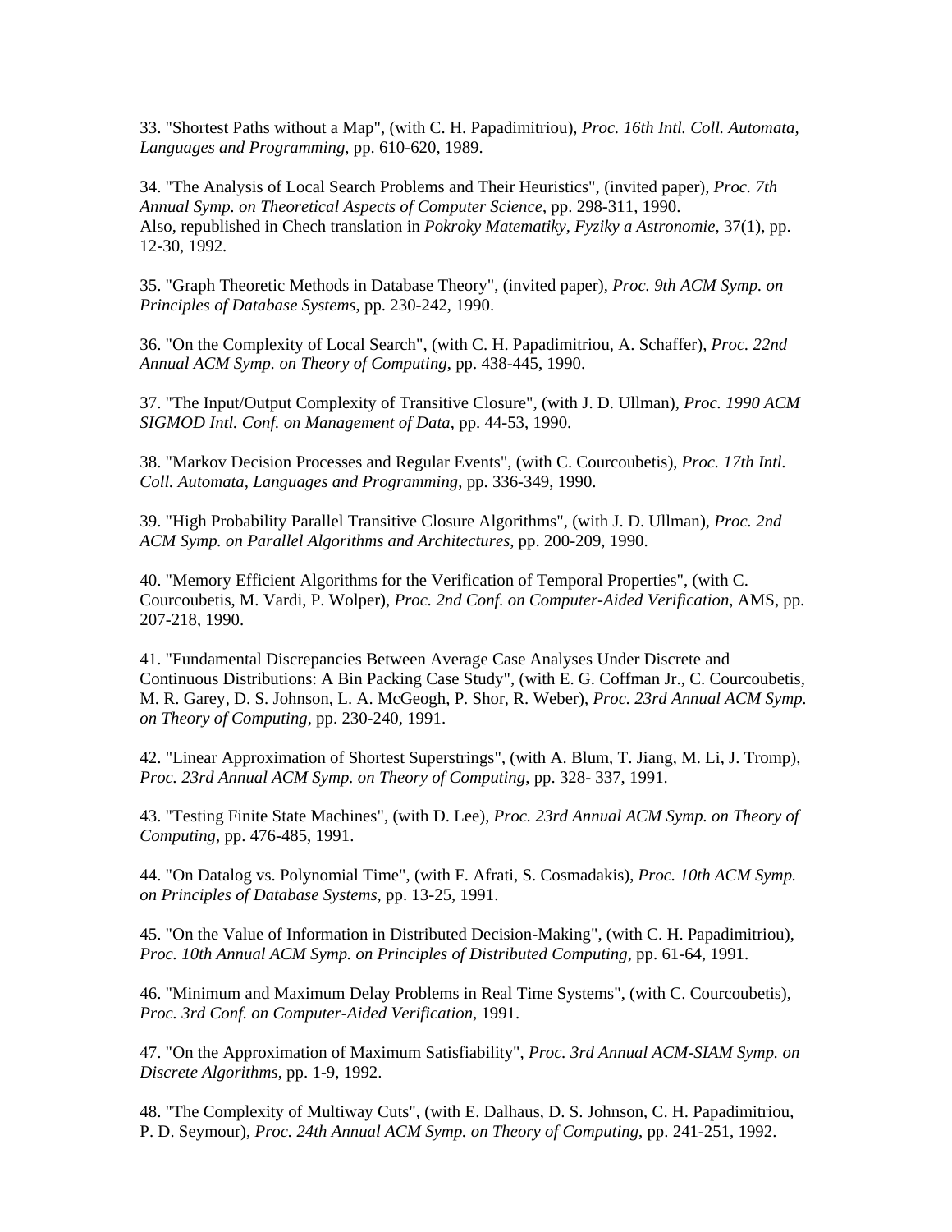33. "Shortest Paths without a Map", (with C. H. Papadimitriou), *Proc. 16th Intl. Coll. Automata, Languages and Programming*, pp. 610-620, 1989.

34. "The Analysis of Local Search Problems and Their Heuristics", (invited paper), *Proc. 7th Annual Symp. on Theoretical Aspects of Computer Science*, pp. 298-311, 1990.
Also, republished in Chech translation in *Pokroky Matematiky, Fyziky a Astronomie*, 37(1), pp. 12-30, 1992.

35. "Graph Theoretic Methods in Database Theory", (invited paper), *Proc. 9th ACM Symp. on Principles of Database Systems*, pp. 230-242, 1990.

36. "On the Complexity of Local Search", (with C. H. Papadimitriou, A. Schaffer), *Proc. 22nd Annual ACM Symp. on Theory of Computing*, pp. 438-445, 1990.

37. "The Input/Output Complexity of Transitive Closure", (with J. D. Ullman), *Proc. 1990 ACM SIGMOD Intl. Conf. on Management of Data*, pp. 44-53, 1990.

38. "Markov Decision Processes and Regular Events", (with C. Courcoubetis), *Proc. 17th Intl. Coll. Automata, Languages and Programming*, pp. 336-349, 1990.

39. "High Probability Parallel Transitive Closure Algorithms", (with J. D. Ullman), *Proc. 2nd ACM Symp. on Parallel Algorithms and Architectures*, pp. 200-209, 1990.

40. "Memory Efficient Algorithms for the Verification of Temporal Properties", (with C. Courcoubetis, M. Vardi, P. Wolper), *Proc. 2nd Conf. on Computer-Aided Verification*, AMS, pp. 207-218, 1990.

41. "Fundamental Discrepancies Between Average Case Analyses Under Discrete and Continuous Distributions: A Bin Packing Case Study", (with E. G. Coffman Jr., C. Courcoubetis, M. R. Garey, D. S. Johnson, L. A. McGeogh, P. Shor, R. Weber), *Proc. 23rd Annual ACM Symp. on Theory of Computing*, pp. 230-240, 1991.

42. "Linear Approximation of Shortest Superstrings", (with A. Blum, T. Jiang, M. Li, J. Tromp), *Proc. 23rd Annual ACM Symp. on Theory of Computing*, pp. 328- 337, 1991.

43. "Testing Finite State Machines", (with D. Lee), *Proc. 23rd Annual ACM Symp. on Theory of Computing*, pp. 476-485, 1991.

44. "On Datalog vs. Polynomial Time", (with F. Afrati, S. Cosmadakis), *Proc. 10th ACM Symp. on Principles of Database Systems*, pp. 13-25, 1991.

45. "On the Value of Information in Distributed Decision-Making", (with C. H. Papadimitriou), *Proc. 10th Annual ACM Symp. on Principles of Distributed Computing*, pp. 61-64, 1991.

46. "Minimum and Maximum Delay Problems in Real Time Systems", (with C. Courcoubetis), *Proc. 3rd Conf. on Computer-Aided Verification*, 1991.

47. "On the Approximation of Maximum Satisfiability", *Proc. 3rd Annual ACM-SIAM Symp. on Discrete Algorithms*, pp. 1-9, 1992.

48. "The Complexity of Multiway Cuts", (with E. Dalhaus, D. S. Johnson, C. H. Papadimitriou, P. D. Seymour), *Proc. 24th Annual ACM Symp. on Theory of Computing*, pp. 241-251, 1992.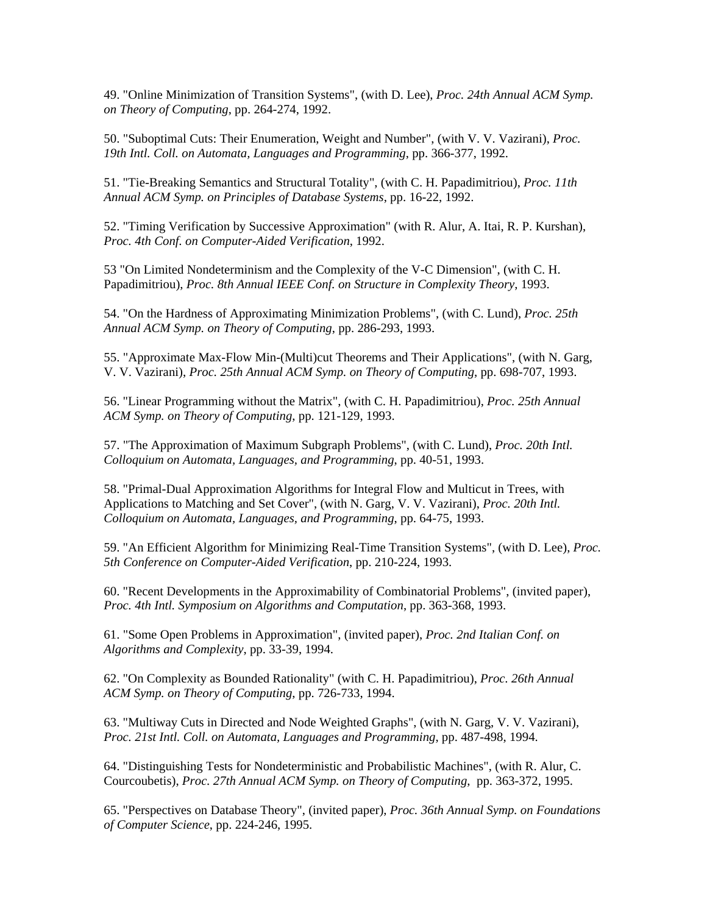49. "Online Minimization of Transition Systems", (with D. Lee), *Proc. 24th Annual ACM Symp. on Theory of Computing*, pp. 264-274, 1992.

50. "Suboptimal Cuts: Their Enumeration, Weight and Number", (with V. V. Vazirani), *Proc. 19th Intl. Coll. on Automata, Languages and Programming*, pp. 366-377, 1992.

51. "Tie-Breaking Semantics and Structural Totality", (with C. H. Papadimitriou), *Proc. 11th Annual ACM Symp. on Principles of Database Systems*, pp. 16-22, 1992.

52. "Timing Verification by Successive Approximation" (with R. Alur, A. Itai, R. P. Kurshan), *Proc. 4th Conf. on Computer-Aided Verification*, 1992.

53 "On Limited Nondeterminism and the Complexity of the V-C Dimension", (with C. H. Papadimitriou), *Proc. 8th Annual IEEE Conf. on Structure in Complexity Theory*, 1993.

54. "On the Hardness of Approximating Minimization Problems", (with C. Lund), *Proc. 25th Annual ACM Symp. on Theory of Computing*, pp. 286-293, 1993.

55. "Approximate Max-Flow Min-(Multi)cut Theorems and Their Applications", (with N. Garg, V. V. Vazirani), *Proc. 25th Annual ACM Symp. on Theory of Computing*, pp. 698-707, 1993.

56. "Linear Programming without the Matrix", (with C. H. Papadimitriou), *Proc. 25th Annual ACM Symp. on Theory of Computing*, pp. 121-129, 1993.

57. "The Approximation of Maximum Subgraph Problems", (with C. Lund), *Proc. 20th Intl. Colloquium on Automata, Languages, and Programming*, pp. 40-51, 1993.

58. "Primal-Dual Approximation Algorithms for Integral Flow and Multicut in Trees, with Applications to Matching and Set Cover", (with N. Garg, V. V. Vazirani), *Proc. 20th Intl. Colloquium on Automata, Languages, and Programming*, pp. 64-75, 1993.

59. "An Efficient Algorithm for Minimizing Real-Time Transition Systems", (with D. Lee), *Proc. 5th Conference on Computer-Aided Verification*, pp. 210-224, 1993.

60. "Recent Developments in the Approximability of Combinatorial Problems", (invited paper), *Proc. 4th Intl. Symposium on Algorithms and Computation*, pp. 363-368, 1993.

61. "Some Open Problems in Approximation", (invited paper), *Proc. 2nd Italian Conf. on Algorithms and Complexity*, pp. 33-39, 1994.

62. "On Complexity as Bounded Rationality" (with C. H. Papadimitriou), *Proc. 26th Annual ACM Symp. on Theory of Computing*, pp. 726-733, 1994.

63. "Multiway Cuts in Directed and Node Weighted Graphs", (with N. Garg, V. V. Vazirani), *Proc. 21st Intl. Coll. on Automata, Languages and Programming*, pp. 487-498, 1994.

64. "Distinguishing Tests for Nondeterministic and Probabilistic Machines", (with R. Alur, C. Courcoubetis), *Proc. 27th Annual ACM Symp. on Theory of Computing*, pp. 363-372, 1995.

65. "Perspectives on Database Theory", (invited paper), *Proc. 36th Annual Symp. on Foundations of Computer Science*, pp. 224-246, 1995.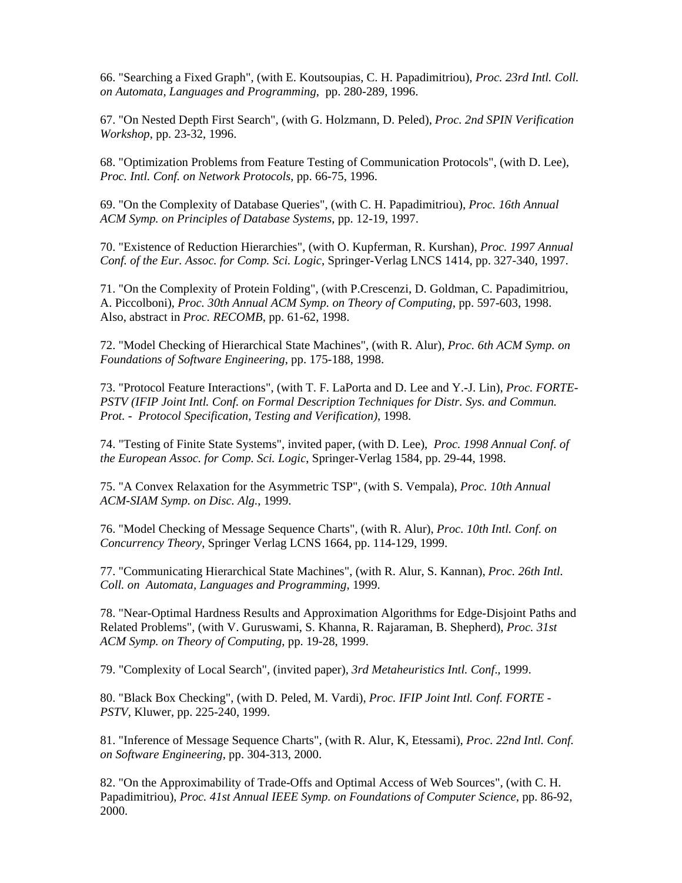66. "Searching a Fixed Graph", (with E. Koutsoupias, C. H. Papadimitriou), *Proc. 23rd Intl. Coll. on Automata, Languages and Programming*, pp. 280-289, 1996.

67. "On Nested Depth First Search", (with G. Holzmann, D. Peled), *Proc. 2nd SPIN Verification Workshop*, pp. 23-32, 1996.

68. "Optimization Problems from Feature Testing of Communication Protocols", (with D. Lee), *Proc. Intl. Conf. on Network Protocols*, pp. 66-75, 1996.

69. "On the Complexity of Database Queries", (with C. H. Papadimitriou), *Proc. 16th Annual ACM Symp. on Principles of Database Systems*, pp. 12-19, 1997.

70. "Existence of Reduction Hierarchies", (with O. Kupferman, R. Kurshan), *Proc. 1997 Annual Conf. of the Eur. Assoc. for Comp. Sci. Logic*, Springer-Verlag LNCS 1414, pp. 327-340, 1997.

71. "On the Complexity of Protein Folding", (with P.Crescenzi, D. Goldman, C. Papadimitriou, A. Piccolboni), *Proc. 30th Annual ACM Symp. on Theory of Computing*, pp. 597-603, 1998. Also, abstract in *Proc. RECOMB*, pp. 61-62, 1998.

72. "Model Checking of Hierarchical State Machines", (with R. Alur), *Proc. 6th ACM Symp. on Foundations of Software Engineering*, pp. 175-188, 1998.

73. "Protocol Feature Interactions", (with T. F. LaPorta and D. Lee and Y.-J. Lin), *Proc. FORTE-PSTV (IFIP Joint Intl. Conf. on Formal Description Techniques for Distr. Sys. and Commun. Prot. - Protocol Specification, Testing and Verification)*, 1998.

74. "Testing of Finite State Systems", invited paper, (with D. Lee), *Proc. 1998 Annual Conf. of the European Assoc. for Comp. Sci. Logic*, Springer-Verlag 1584, pp. 29-44, 1998.

75. "A Convex Relaxation for the Asymmetric TSP", (with S. Vempala), *Proc. 10th Annual ACM-SIAM Symp. on Disc. Alg.*, 1999.

76. "Model Checking of Message Sequence Charts", (with R. Alur), *Proc. 10th Intl. Conf. on Concurrency Theory*, Springer Verlag LCNS 1664, pp. 114-129, 1999.

77. "Communicating Hierarchical State Machines", (with R. Alur, S. Kannan), *Proc. 26th Intl. Coll. on Automata, Languages and Programming*, 1999.

78. "Near-Optimal Hardness Results and Approximation Algorithms for Edge-Disjoint Paths and Related Problems", (with V. Guruswami, S. Khanna, R. Rajaraman, B. Shepherd), *Proc. 31st ACM Symp. on Theory of Computing*, pp. 19-28, 1999.

79. "Complexity of Local Search", (invited paper), *3rd Metaheuristics Intl. Conf.*, 1999.

80. "Black Box Checking", (with D. Peled, M. Vardi), *Proc. IFIP Joint Intl. Conf. FORTE - PSTV*, Kluwer, pp. 225-240, 1999.

81. "Inference of Message Sequence Charts", (with R. Alur, K, Etessami), *Proc. 22nd Intl. Conf. on Software Engineering*, pp. 304-313, 2000.

82. "On the Approximability of Trade-Offs and Optimal Access of Web Sources", (with C. H. Papadimitriou), *Proc. 41st Annual IEEE Symp. on Foundations of Computer Science*, pp. 86-92, 2000.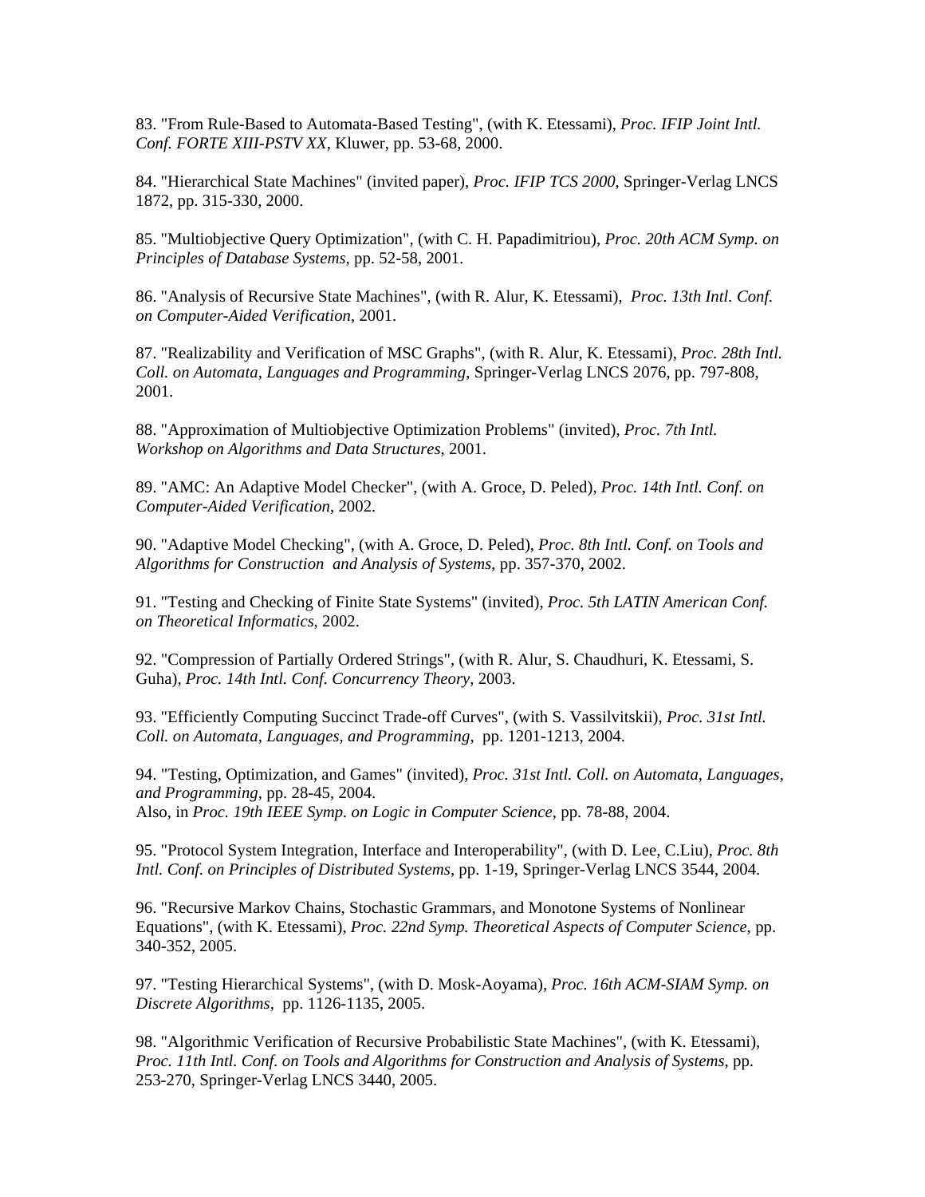83. "From Rule-Based to Automata-Based Testing", (with K. Etessami), *Proc. IFIP Joint Intl. Conf. FORTE XIII-PSTV XX*, Kluwer, pp. 53-68, 2000.

84. "Hierarchical State Machines" (invited paper), *Proc. IFIP TCS 2000*, Springer-Verlag LNCS 1872, pp. 315-330, 2000.

85. "Multiobjective Query Optimization", (with C. H. Papadimitriou), *Proc. 20th ACM Symp. on Principles of Database Systems*, pp. 52-58, 2001.

86. "Analysis of Recursive State Machines", (with R. Alur, K. Etessami), *Proc. 13th Intl. Conf. on Computer-Aided Verification*, 2001.

87. "Realizability and Verification of MSC Graphs", (with R. Alur, K. Etessami), *Proc. 28th Intl. Coll. on Automata, Languages and Programming*, Springer-Verlag LNCS 2076, pp. 797-808, 2001.

88. "Approximation of Multiobjective Optimization Problems" (invited), *Proc. 7th Intl. Workshop on Algorithms and Data Structures*, 2001.

89. "AMC: An Adaptive Model Checker", (with A. Groce, D. Peled), *Proc. 14th Intl. Conf. on Computer-Aided Verification*, 2002.

90. "Adaptive Model Checking", (with A. Groce, D. Peled), *Proc. 8th Intl. Conf. on Tools and Algorithms for Construction and Analysis of Systems*, pp. 357-370, 2002.

91. "Testing and Checking of Finite State Systems" (invited), *Proc. 5th LATIN American Conf. on Theoretical Informatics*, 2002.

92. "Compression of Partially Ordered Strings", (with R. Alur, S. Chaudhuri, K. Etessami, S. Guha), *Proc. 14th Intl. Conf. Concurrency Theory*, 2003.

93. "Efficiently Computing Succinct Trade-off Curves", (with S. Vassilvitskii), *Proc. 31st Intl. Coll. on Automata, Languages, and Programming*, pp. 1201-1213, 2004.

94. "Testing, Optimization, and Games" (invited), *Proc. 31st Intl. Coll. on Automata, Languages, and Programming*, pp. 28-45, 2004.
Also, in *Proc. 19th IEEE Symp. on Logic in Computer Science*, pp. 78-88, 2004.

95. "Protocol System Integration, Interface and Interoperability", (with D. Lee, C.Liu), *Proc. 8th Intl. Conf. on Principles of Distributed Systems*, pp. 1-19, Springer-Verlag LNCS 3544, 2004.

96. "Recursive Markov Chains, Stochastic Grammars, and Monotone Systems of Nonlinear Equations", (with K. Etessami), *Proc. 22nd Symp. Theoretical Aspects of Computer Science*, pp. 340-352, 2005.

97. "Testing Hierarchical Systems", (with D. Mosk-Aoyama), *Proc. 16th ACM-SIAM Symp. on Discrete Algorithms*, pp. 1126-1135, 2005.

98. "Algorithmic Verification of Recursive Probabilistic State Machines", (with K. Etessami), *Proc. 11th Intl. Conf. on Tools and Algorithms for Construction and Analysis of Systems*, pp. 253-270, Springer-Verlag LNCS 3440, 2005.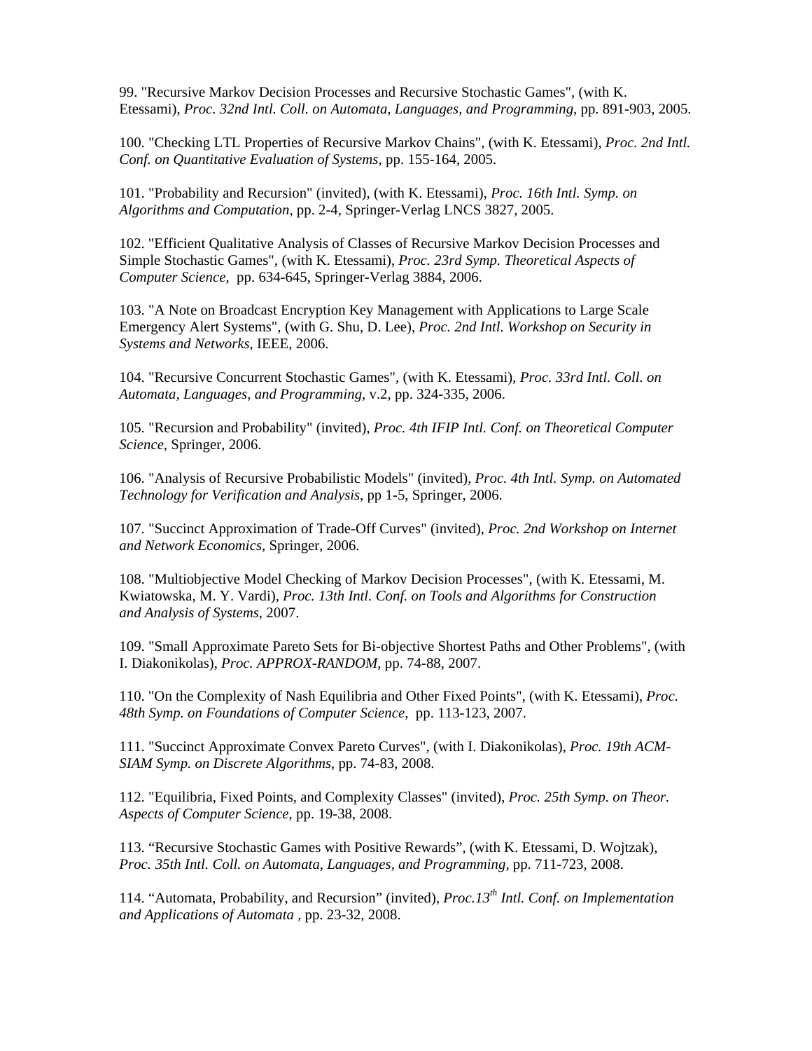99. "Recursive Markov Decision Processes and Recursive Stochastic Games", (with K. Etessami), *Proc. 32nd Intl. Coll. on Automata, Languages, and Programming*, pp. 891-903, 2005.

100. "Checking LTL Properties of Recursive Markov Chains", (with K. Etessami), *Proc. 2nd Intl. Conf. on Quantitative Evaluation of Systems*, pp. 155-164, 2005.

101. "Probability and Recursion" (invited), (with K. Etessami), *Proc. 16th Intl. Symp. on Algorithms and Computation*, pp. 2-4, Springer-Verlag LNCS 3827, 2005.

102. "Efficient Qualitative Analysis of Classes of Recursive Markov Decision Processes and Simple Stochastic Games", (with K. Etessami), *Proc. 23rd Symp. Theoretical Aspects of Computer Science*, pp. 634-645, Springer-Verlag 3884, 2006.

103. "A Note on Broadcast Encryption Key Management with Applications to Large Scale Emergency Alert Systems", (with G. Shu, D. Lee), *Proc. 2nd Intl. Workshop on Security in Systems and Networks*, IEEE, 2006.

104. "Recursive Concurrent Stochastic Games", (with K. Etessami), *Proc. 33rd Intl. Coll. on Automata, Languages, and Programming*, v.2, pp. 324-335, 2006.

105. "Recursion and Probability" (invited), *Proc. 4th IFIP Intl. Conf. on Theoretical Computer Science*, Springer, 2006.

106. "Analysis of Recursive Probabilistic Models" (invited), *Proc. 4th Intl. Symp. on Automated Technology for Verification and Analysis*, pp 1-5, Springer, 2006.

107. "Succinct Approximation of Trade-Off Curves" (invited), *Proc. 2nd Workshop on Internet and Network Economics*, Springer, 2006.

108. "Multiobjective Model Checking of Markov Decision Processes", (with K. Etessami, M. Kwiatowska, M. Y. Vardi), *Proc. 13th Intl. Conf. on Tools and Algorithms for Construction and Analysis of Systems*, 2007.

109. "Small Approximate Pareto Sets for Bi-objective Shortest Paths and Other Problems", (with I. Diakonikolas), *Proc. APPROX-RANDOM*, pp. 74-88, 2007.

110. "On the Complexity of Nash Equilibria and Other Fixed Points", (with K. Etessami), *Proc. 48th Symp. on Foundations of Computer Science*, pp. 113-123, 2007.

111. "Succinct Approximate Convex Pareto Curves", (with I. Diakonikolas), *Proc. 19th ACM-SIAM Symp. on Discrete Algorithms*, pp. 74-83, 2008.

112. "Equilibria, Fixed Points, and Complexity Classes" (invited), *Proc. 25th Symp. on Theor. Aspects of Computer Science*, pp. 19-38, 2008.

113. "Recursive Stochastic Games with Positive Rewards", (with K. Etessami, D. Wojtzak), *Proc. 35th Intl. Coll. on Automata, Languages, and Programming*, pp. 711-723, 2008.

114. "Automata, Probability, and Recursion" (invited), *Proc.13th Intl. Conf. on Implementation and Applications of Automata* , pp. 23-32, 2008.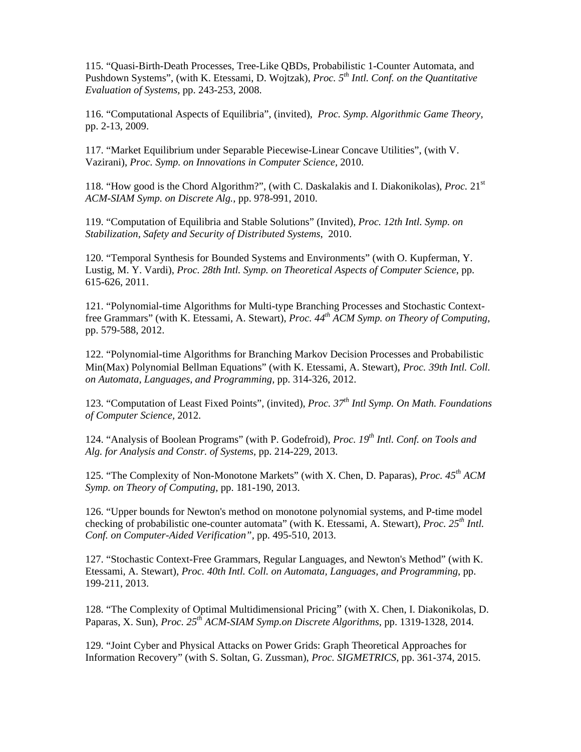115. “Quasi-Birth-Death Processes, Tree-Like QBDs, Probabilistic 1-Counter Automata, and Pushdown Systems”, (with K. Etessami, D. Wojtzak), *Proc. 5th Intl. Conf. on the Quantitative Evaluation of Systems,* pp. 243-253, 2008.

116. “Computational Aspects of Equilibria”, (invited), *Proc. Symp. Algorithmic Game Theory,* pp. 2-13, 2009.

117. “Market Equilibrium under Separable Piecewise-Linear Concave Utilities”, (with V. Vazirani), *Proc. Symp. on Innovations in Computer Science,* 2010.

118. “How good is the Chord Algorithm?”, (with C. Daskalakis and I. Diakonikolas), *Proc.* 21st *ACM-SIAM Symp. on Discrete Alg.,* pp. 978-991, 2010.

119. “Computation of Equilibria and Stable Solutions” (Invited), *Proc. 12th Intl. Symp. on Stabilization, Safety and Security of Distributed Systems*, 2010.

120. “Temporal Synthesis for Bounded Systems and Environments” (with O. Kupferman, Y. Lustig, M. Y. Vardi), *Proc. 28th Intl. Symp. on Theoretical Aspects of Computer Science*, pp. 615-626, 2011.

121. “Polynomial-time Algorithms for Multi-type Branching Processes and Stochastic Context-free Grammars” (with K. Etessami, A. Stewart), *Proc. 44th ACM Symp. on Theory of Computing,* pp. 579-588, 2012.

122. “Polynomial-time Algorithms for Branching Markov Decision Processes and Probabilistic Min(Max) Polynomial Bellman Equations” (with K. Etessami, A. Stewart), *Proc. 39th Intl. Coll. on Automata, Languages, and Programming,* pp. 314-326, 2012.

123. “Computation of Least Fixed Points”, (invited), *Proc. 37th Intl Symp. On Math. Foundations of Computer Science*, 2012.

124. “Analysis of Boolean Programs” (with P. Godefroid), *Proc. 19th Intl. Conf. on Tools and Alg. for Analysis and Constr. of Systems*, pp. 214-229, 2013.

125. “The Complexity of Non-Monotone Markets” (with X. Chen, D. Paparas), *Proc. 45th ACM Symp. on Theory of Computing,* pp. 181-190, 2013.

126. “Upper bounds for Newton's method on monotone polynomial systems, and P-time model checking of probabilistic one-counter automata” (with K. Etessami, A. Stewart), *Proc. 25th Intl. Conf. on Computer-Aided Verification”*, pp. 495-510, 2013.

127. “Stochastic Context-Free Grammars, Regular Languages, and Newton's Method” (with K. Etessami, A. Stewart), *Proc. 40th Intl. Coll. on Automata, Languages, and Programming,* pp. 199-211, 2013.

128. “The Complexity of Optimal Multidimensional Pricing” (with X. Chen, I. Diakonikolas, D. Paparas, X. Sun), *Proc. 25th ACM-SIAM Symp.on Discrete Algorithms,* pp. 1319-1328, 2014.

129. “Joint Cyber and Physical Attacks on Power Grids: Graph Theoretical Approaches for Information Recovery” (with S. Soltan, G. Zussman), *Proc. SIGMETRICS,* pp. 361-374, 2015.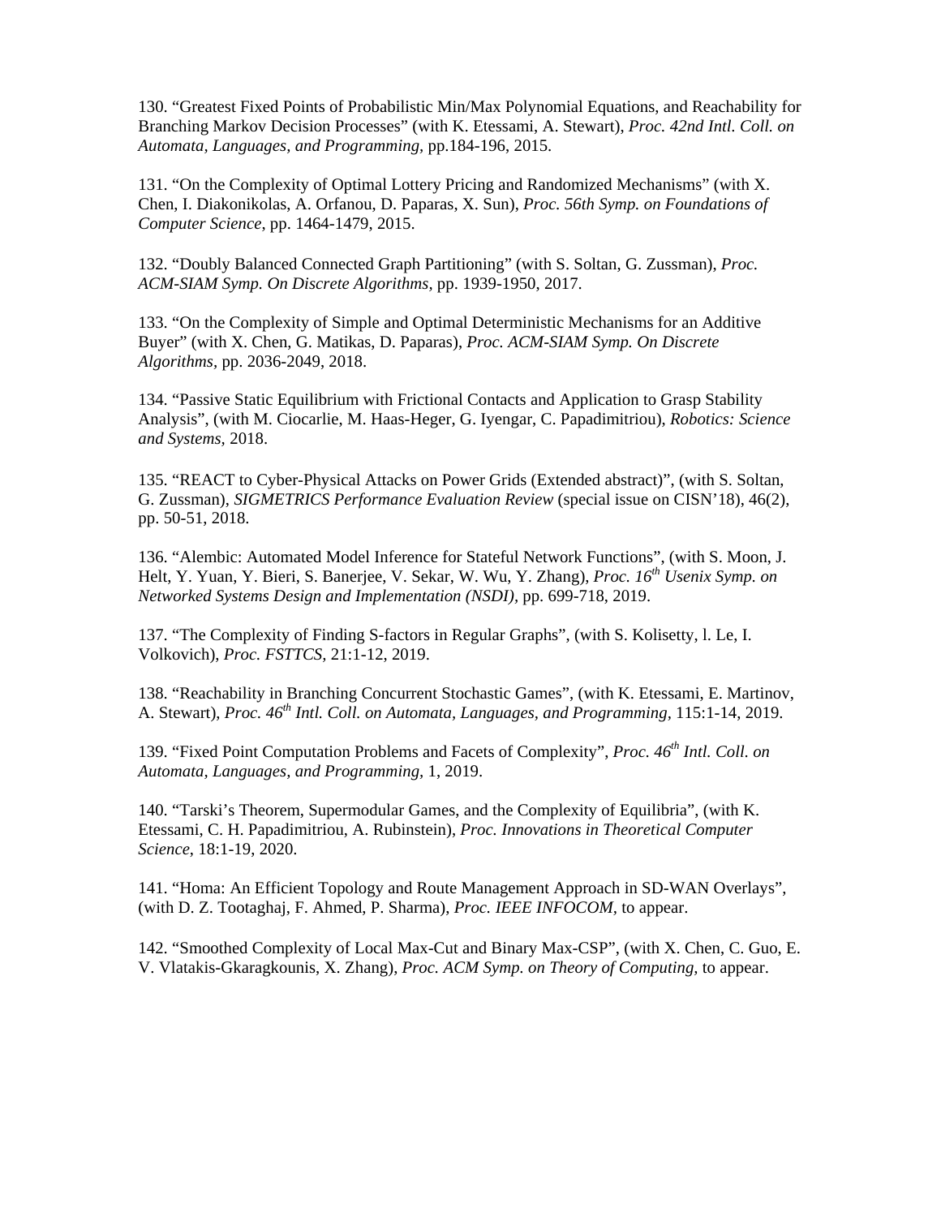130. "Greatest Fixed Points of Probabilistic Min/Max Polynomial Equations, and Reachability for Branching Markov Decision Processes" (with K. Etessami, A. Stewart), *Proc. 42nd Intl. Coll. on Automata, Languages, and Programming*, pp.184-196, 2015.

131. "On the Complexity of Optimal Lottery Pricing and Randomized Mechanisms" (with X. Chen, I. Diakonikolas, A. Orfanou, D. Paparas, X. Sun), *Proc. 56th Symp. on Foundations of Computer Science*, pp. 1464-1479, 2015.

132. "Doubly Balanced Connected Graph Partitioning" (with S. Soltan, G. Zussman), *Proc. ACM-SIAM Symp. On Discrete Algorithms*, pp. 1939-1950, 2017.

133. "On the Complexity of Simple and Optimal Deterministic Mechanisms for an Additive Buyer" (with X. Chen, G. Matikas, D. Paparas), *Proc. ACM-SIAM Symp. On Discrete Algorithms*, pp. 2036-2049, 2018.

134. "Passive Static Equilibrium with Frictional Contacts and Application to Grasp Stability Analysis", (with M. Ciocarlie, M. Haas-Heger, G. Iyengar, C. Papadimitriou), *Robotics: Science and Systems*, 2018.

135. "REACT to Cyber-Physical Attacks on Power Grids (Extended abstract)", (with S. Soltan, G. Zussman), *SIGMETRICS Performance Evaluation Review* (special issue on CISN'18), 46(2), pp. 50-51, 2018.

136. "Alembic: Automated Model Inference for Stateful Network Functions", (with S. Moon, J. Helt, Y. Yuan, Y. Bieri, S. Banerjee, V. Sekar, W. Wu, Y. Zhang), *Proc. 16th Usenix Symp. on Networked Systems Design and Implementation (NSDI)*, pp. 699-718, 2019.

137. "The Complexity of Finding S-factors in Regular Graphs", (with S. Kolisetty, l. Le, I. Volkovich), *Proc. FSTTCS*, 21:1-12, 2019.

138. "Reachability in Branching Concurrent Stochastic Games", (with K. Etessami, E. Martinov, A. Stewart), *Proc. 46th Intl. Coll. on Automata, Languages, and Programming*, 115:1-14, 2019.

139. "Fixed Point Computation Problems and Facets of Complexity", *Proc. 46th Intl. Coll. on Automata, Languages, and Programming*, 1, 2019.

140. "Tarski's Theorem, Supermodular Games, and the Complexity of Equilibria", (with K. Etessami, C. H. Papadimitriou, A. Rubinstein), *Proc. Innovations in Theoretical Computer Science*, 18:1-19, 2020.

141. "Homa: An Efficient Topology and Route Management Approach in SD-WAN Overlays", (with D. Z. Tootaghaj, F. Ahmed, P. Sharma), *Proc. IEEE INFOCOM*, to appear.

142. "Smoothed Complexity of Local Max-Cut and Binary Max-CSP", (with X. Chen, C. Guo, E. V. Vlatakis-Gkaragkounis, X. Zhang), *Proc. ACM Symp. on Theory of Computing*, to appear.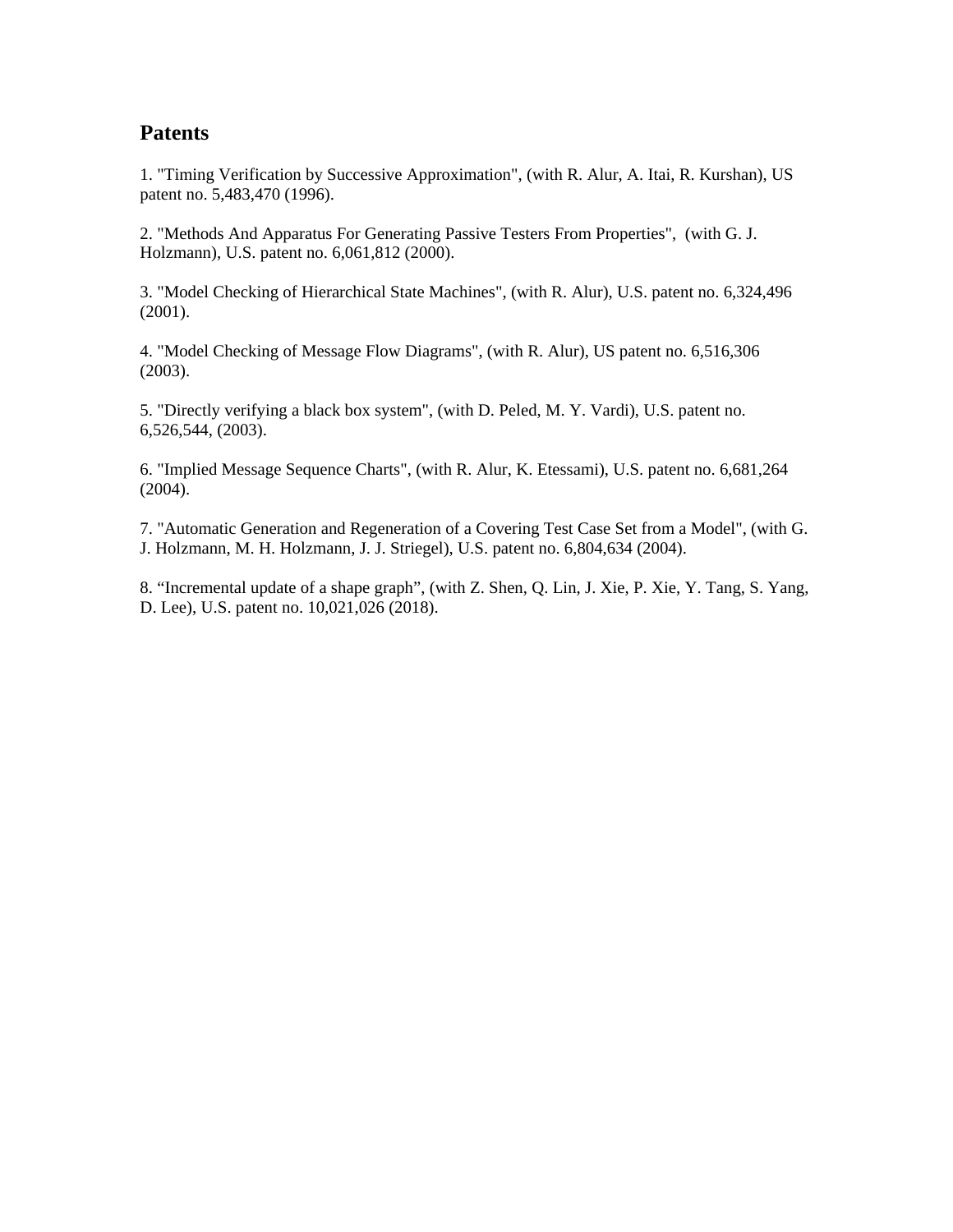## Patents

1. "Timing Verification by Successive Approximation", (with R. Alur, A. Itai, R. Kurshan), US patent no. 5,483,470 (1996).

2. "Methods And Apparatus For Generating Passive Testers From Properties", (with G. J. Holzmann), U.S. patent no. 6,061,812 (2000).

3. "Model Checking of Hierarchical State Machines", (with R. Alur), U.S. patent no. 6,324,496 (2001).

4. "Model Checking of Message Flow Diagrams", (with R. Alur), US patent no. 6,516,306 (2003).

5. "Directly verifying a black box system", (with D. Peled, M. Y. Vardi), U.S. patent no. 6,526,544, (2003).

6. "Implied Message Sequence Charts", (with R. Alur, K. Etessami), U.S. patent no. 6,681,264 (2004).

7. "Automatic Generation and Regeneration of a Covering Test Case Set from a Model", (with G. J. Holzmann, M. H. Holzmann, J. J. Striegel), U.S. patent no. 6,804,634 (2004).

8. "Incremental update of a shape graph", (with Z. Shen, Q. Lin, J. Xie, P. Xie, Y. Tang, S. Yang, D. Lee), U.S. patent no. 10,021,026 (2018).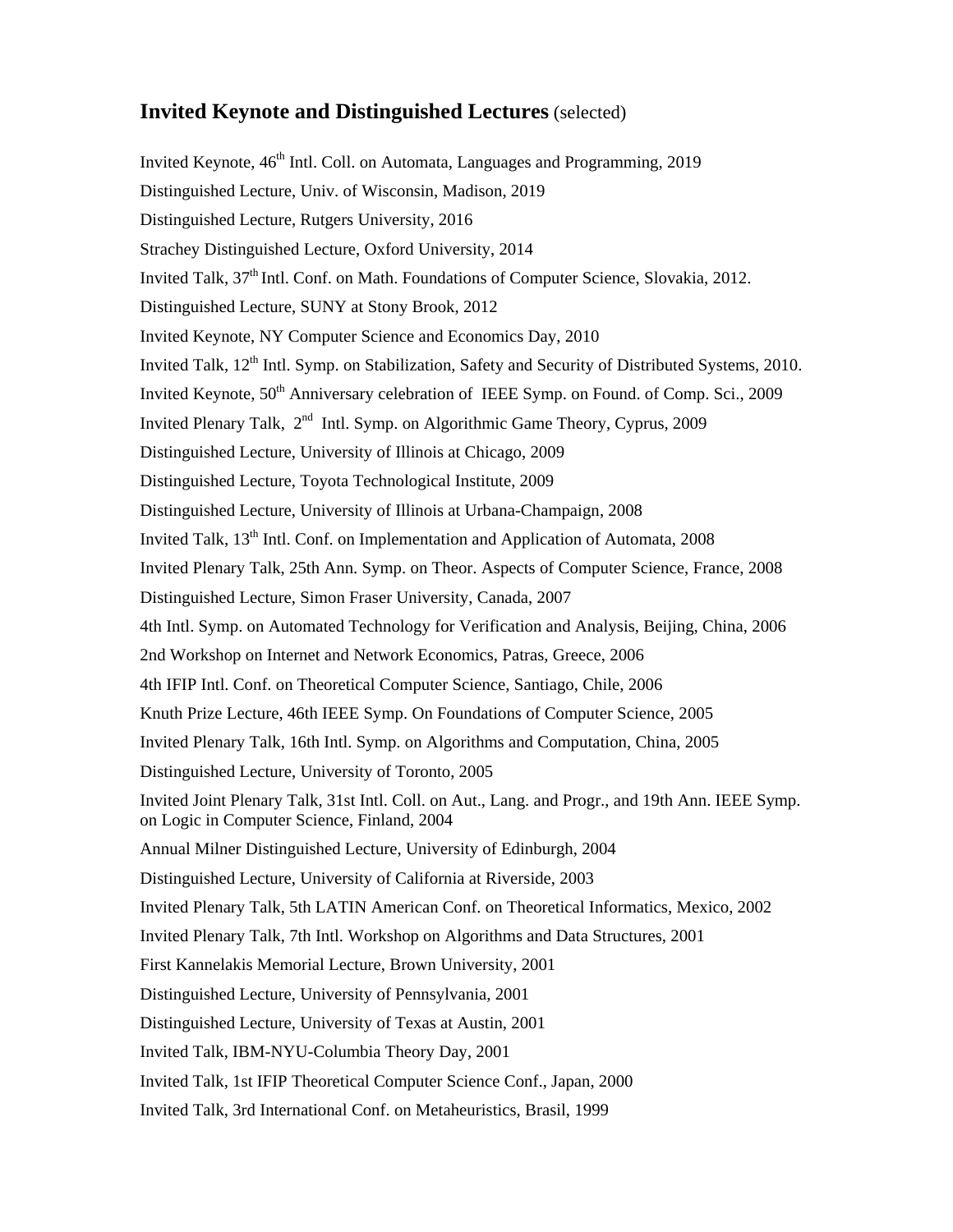## Invited Keynote and Distinguished Lectures (selected)

Invited Keynote, 46th Intl. Coll. on Automata, Languages and Programming, 2019

Distinguished Lecture, Univ. of Wisconsin, Madison, 2019

Distinguished Lecture, Rutgers University, 2016

Strachey Distinguished Lecture, Oxford University, 2014

Invited Talk, 37th Intl. Conf. on Math. Foundations of Computer Science, Slovakia, 2012.

Distinguished Lecture, SUNY at Stony Brook, 2012

Invited Keynote, NY Computer Science and Economics Day, 2010

Invited Talk, 12th Intl. Symp. on Stabilization, Safety and Security of Distributed Systems, 2010.

Invited Keynote, 50th Anniversary celebration of IEEE Symp. on Found. of Comp. Sci., 2009

Invited Plenary Talk, 2nd Intl. Symp. on Algorithmic Game Theory, Cyprus, 2009

Distinguished Lecture, University of Illinois at Chicago, 2009

Distinguished Lecture, Toyota Technological Institute, 2009

Distinguished Lecture, University of Illinois at Urbana-Champaign, 2008

Invited Talk, 13th Intl. Conf. on Implementation and Application of Automata, 2008

Invited Plenary Talk, 25th Ann. Symp. on Theor. Aspects of Computer Science, France, 2008

Distinguished Lecture, Simon Fraser University, Canada, 2007

4th Intl. Symp. on Automated Technology for Verification and Analysis, Beijing, China, 2006

2nd Workshop on Internet and Network Economics, Patras, Greece, 2006

4th IFIP Intl. Conf. on Theoretical Computer Science, Santiago, Chile, 2006

Knuth Prize Lecture, 46th IEEE Symp. On Foundations of Computer Science, 2005

Invited Plenary Talk, 16th Intl. Symp. on Algorithms and Computation, China, 2005

Distinguished Lecture, University of Toronto, 2005

Invited Joint Plenary Talk, 31st Intl. Coll. on Aut., Lang. and Progr., and 19th Ann. IEEE Symp. on Logic in Computer Science, Finland, 2004

Annual Milner Distinguished Lecture, University of Edinburgh, 2004

Distinguished Lecture, University of California at Riverside, 2003

Invited Plenary Talk, 5th LATIN American Conf. on Theoretical Informatics, Mexico, 2002

Invited Plenary Talk, 7th Intl. Workshop on Algorithms and Data Structures, 2001

First Kannelakis Memorial Lecture, Brown University, 2001

Distinguished Lecture, University of Pennsylvania, 2001

Distinguished Lecture, University of Texas at Austin, 2001

Invited Talk, IBM-NYU-Columbia Theory Day, 2001

Invited Talk, 1st IFIP Theoretical Computer Science Conf., Japan, 2000

Invited Talk, 3rd International Conf. on Metaheuristics, Brasil, 1999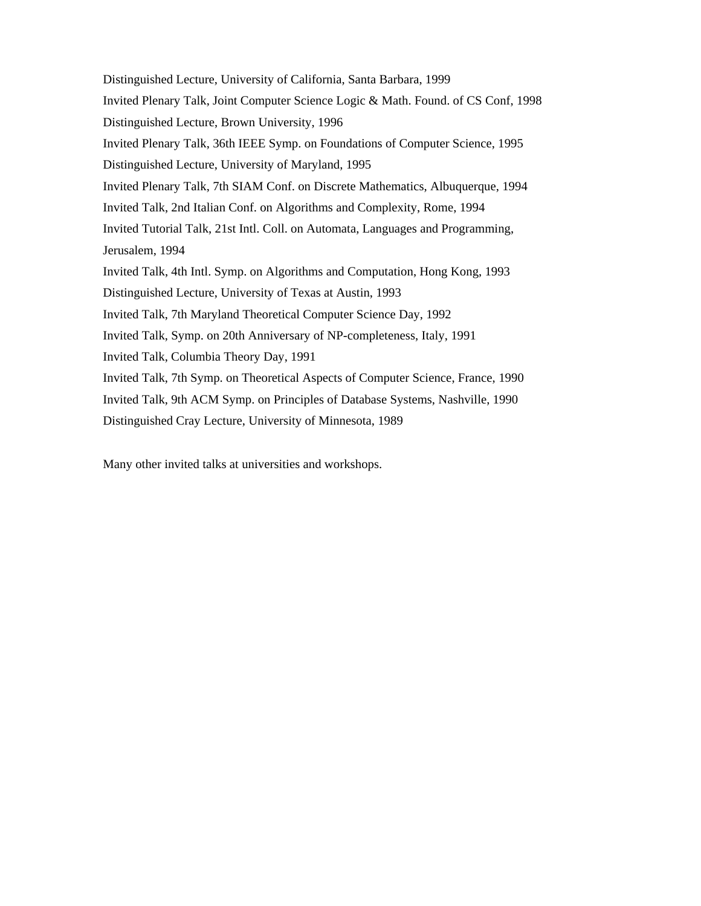Distinguished Lecture, University of California, Santa Barbara, 1999

Invited Plenary Talk, Joint Computer Science Logic & Math. Found. of CS Conf, 1998

Distinguished Lecture, Brown University, 1996

Invited Plenary Talk, 36th IEEE Symp. on Foundations of Computer Science, 1995

Distinguished Lecture, University of Maryland, 1995

Invited Plenary Talk, 7th SIAM Conf. on Discrete Mathematics, Albuquerque, 1994

Invited Talk, 2nd Italian Conf. on Algorithms and Complexity, Rome, 1994

Invited Tutorial Talk, 21st Intl. Coll. on Automata, Languages and Programming, Jerusalem, 1994

Invited Talk, 4th Intl. Symp. on Algorithms and Computation, Hong Kong, 1993

Distinguished Lecture, University of Texas at Austin, 1993

Invited Talk, 7th Maryland Theoretical Computer Science Day, 1992

Invited Talk, Symp. on 20th Anniversary of NP-completeness, Italy, 1991

Invited Talk, Columbia Theory Day, 1991

Invited Talk, 7th Symp. on Theoretical Aspects of Computer Science, France, 1990

Invited Talk, 9th ACM Symp. on Principles of Database Systems, Nashville, 1990

Distinguished Cray Lecture, University of Minnesota, 1989

Many other invited talks at universities and workshops.